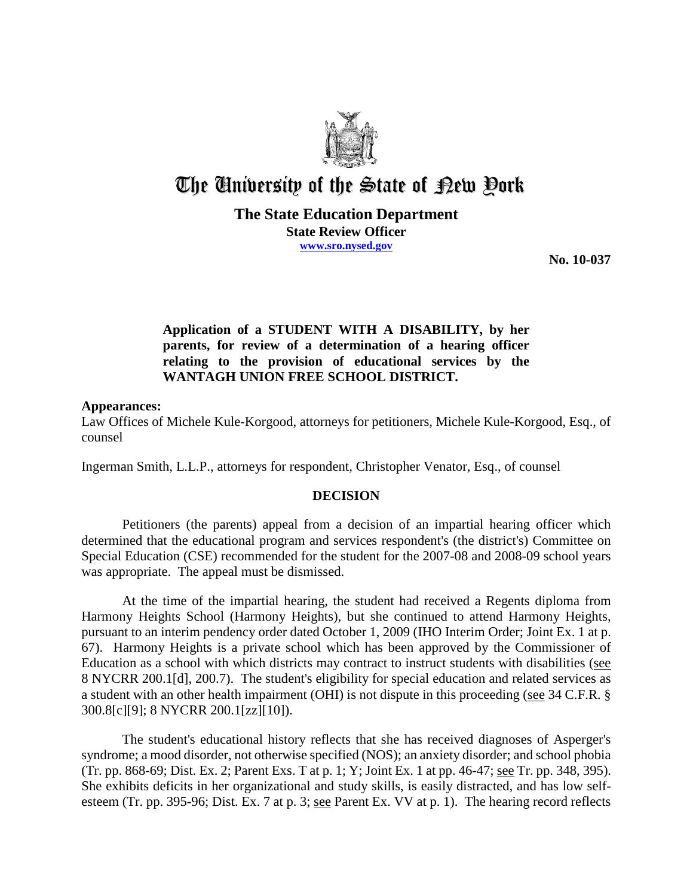# The University of the State of New York

**The State Education Department**
**State Review Officer**
**www.sro.nysed.gov**

**No. 10-037**

**Application of a STUDENT WITH A DISABILITY, by her parents, for review of a determination of a hearing officer relating to the provision of educational services by the WANTAGH UNION FREE SCHOOL DISTRICT.**

**Appearances:**

Law Offices of Michele Kule-Korgood, attorneys for petitioners, Michele Kule-Korgood, Esq., of counsel

Ingerman Smith, L.L.P., attorneys for respondent, Christopher Venator, Esq., of counsel

## DECISION

Petitioners (the parents) appeal from a decision of an impartial hearing officer which determined that the educational program and services respondent's (the district's) Committee on Special Education (CSE) recommended for the student for the 2007-08 and 2008-09 school years was appropriate. The appeal must be dismissed.

At the time of the impartial hearing, the student had received a Regents diploma from Harmony Heights School (Harmony Heights), but she continued to attend Harmony Heights, pursuant to an interim pendency order dated October 1, 2009 (IHO Interim Order; Joint Ex. 1 at p. 67). Harmony Heights is a private school which has been approved by the Commissioner of Education as a school with which districts may contract to instruct students with disabilities (see 8 NYCRR 200.1[d], 200.7). The student's eligibility for special education and related services as a student with an other health impairment (OHI) is not dispute in this proceeding (see 34 C.F.R. § 300.8[c][9]; 8 NYCRR 200.1[zz][10]).

The student's educational history reflects that she has received diagnoses of Asperger's syndrome; a mood disorder, not otherwise specified (NOS); an anxiety disorder; and school phobia (Tr. pp. 868-69; Dist. Ex. 2; Parent Exs. T at p. 1; Y; Joint Ex. 1 at pp. 46-47; see Tr. pp. 348, 395). She exhibits deficits in her organizational and study skills, is easily distracted, and has low self-esteem (Tr. pp. 395-96; Dist. Ex. 7 at p. 3; see Parent Ex. VV at p. 1). The hearing record reflects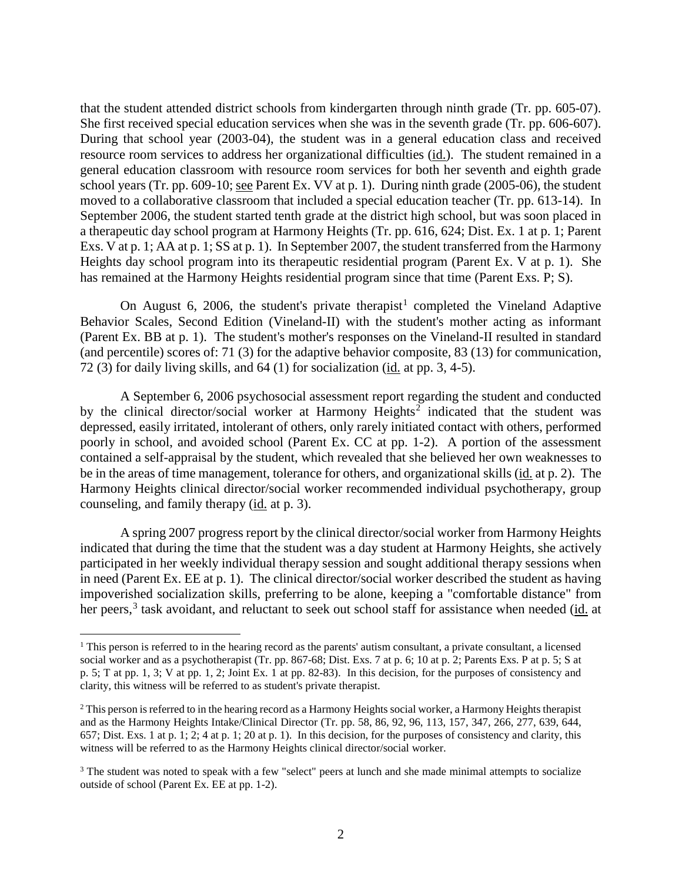that the student attended district schools from kindergarten through ninth grade (Tr. pp. 605-07). She first received special education services when she was in the seventh grade (Tr. pp. 606-607). During that school year (2003-04), the student was in a general education class and received resource room services to address her organizational difficulties (id.). The student remained in a general education classroom with resource room services for both her seventh and eighth grade school years (Tr. pp. 609-10; see Parent Ex. VV at p. 1). During ninth grade (2005-06), the student moved to a collaborative classroom that included a special education teacher (Tr. pp. 613-14). In September 2006, the student started tenth grade at the district high school, but was soon placed in a therapeutic day school program at Harmony Heights (Tr. pp. 616, 624; Dist. Ex. 1 at p. 1; Parent Exs. V at p. 1; AA at p. 1; SS at p. 1). In September 2007, the student transferred from the Harmony Heights day school program into its therapeutic residential program (Parent Ex. V at p. 1). She has remained at the Harmony Heights residential program since that time (Parent Exs. P; S).

On August 6, 2006, the student's private therapist[1] completed the Vineland Adaptive Behavior Scales, Second Edition (Vineland-II) with the student's mother acting as informant (Parent Ex. BB at p. 1). The student's mother's responses on the Vineland-II resulted in standard (and percentile) scores of: 71 (3) for the adaptive behavior composite, 83 (13) for communication, 72 (3) for daily living skills, and 64 (1) for socialization (id. at pp. 3, 4-5).

A September 6, 2006 psychosocial assessment report regarding the student and conducted by the clinical director/social worker at Harmony Heights[2] indicated that the student was depressed, easily irritated, intolerant of others, only rarely initiated contact with others, performed poorly in school, and avoided school (Parent Ex. CC at pp. 1-2). A portion of the assessment contained a self-appraisal by the student, which revealed that she believed her own weaknesses to be in the areas of time management, tolerance for others, and organizational skills (id. at p. 2). The Harmony Heights clinical director/social worker recommended individual psychotherapy, group counseling, and family therapy (id. at p. 3).

A spring 2007 progress report by the clinical director/social worker from Harmony Heights indicated that during the time that the student was a day student at Harmony Heights, she actively participated in her weekly individual therapy session and sought additional therapy sessions when in need (Parent Ex. EE at p. 1). The clinical director/social worker described the student as having impoverished socialization skills, preferring to be alone, keeping a "comfortable distance" from her peers,[3] task avoidant, and reluctant to seek out school staff for assistance when needed (id. at

[1] This person is referred to in the hearing record as the parents' autism consultant, a private consultant, a licensed social worker and as a psychotherapist (Tr. pp. 867-68; Dist. Exs. 7 at p. 6; 10 at p. 2; Parents Exs. P at p. 5; S at p. 5; T at pp. 1, 3; V at pp. 1, 2; Joint Ex. 1 at pp. 82-83). In this decision, for the purposes of consistency and clarity, this witness will be referred to as student's private therapist.

[2] This person is referred to in the hearing record as a Harmony Heights social worker, a Harmony Heights therapist and as the Harmony Heights Intake/Clinical Director (Tr. pp. 58, 86, 92, 96, 113, 157, 347, 266, 277, 639, 644, 657; Dist. Exs. 1 at p. 1; 2; 4 at p. 1; 20 at p. 1). In this decision, for the purposes of consistency and clarity, this witness will be referred to as the Harmony Heights clinical director/social worker.

[3] The student was noted to speak with a few "select" peers at lunch and she made minimal attempts to socialize outside of school (Parent Ex. EE at pp. 1-2).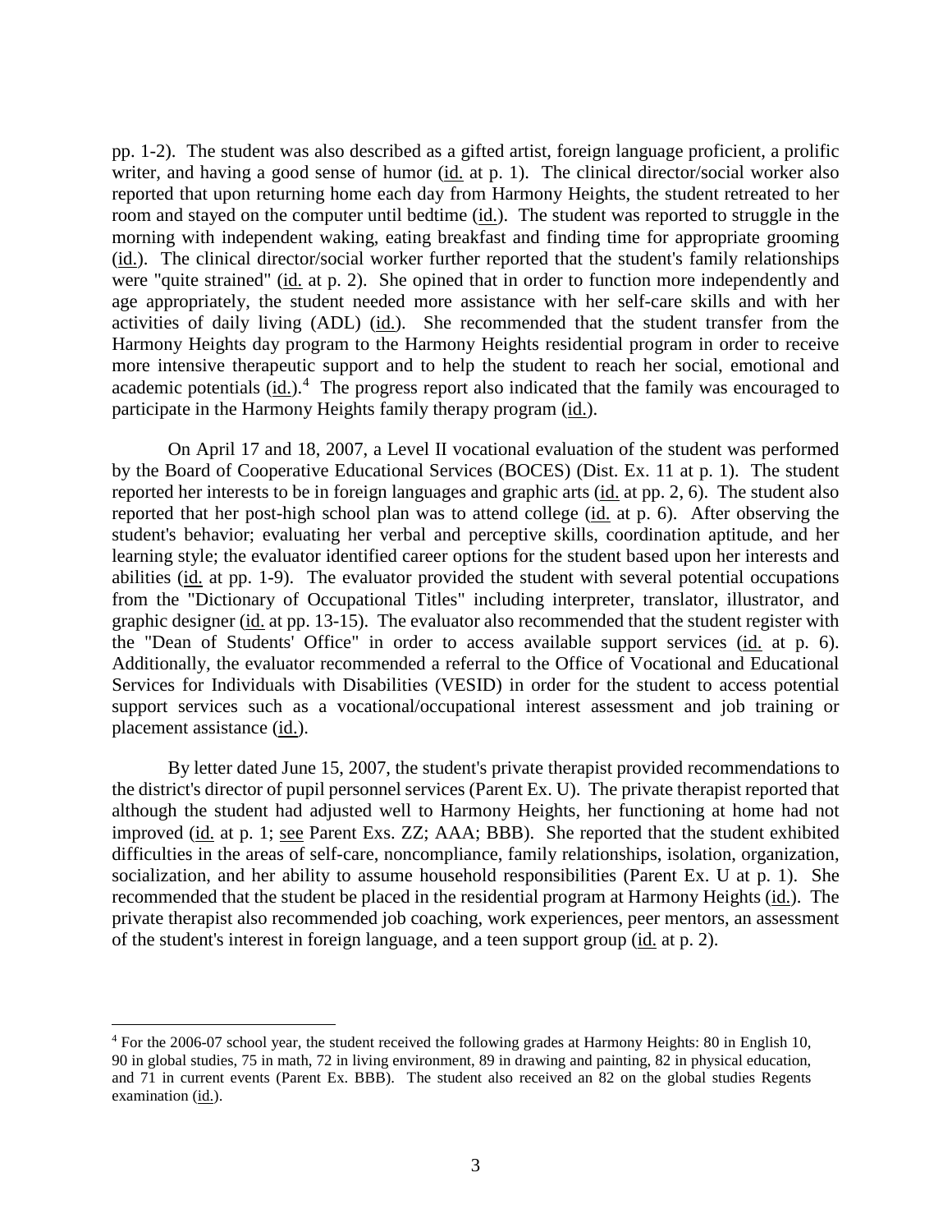pp. 1-2). The student was also described as a gifted artist, foreign language proficient, a prolific writer, and having a good sense of humor (id. at p. 1). The clinical director/social worker also reported that upon returning home each day from Harmony Heights, the student retreated to her room and stayed on the computer until bedtime (id.). The student was reported to struggle in the morning with independent waking, eating breakfast and finding time for appropriate grooming (id.). The clinical director/social worker further reported that the student's family relationships were "quite strained" (id. at p. 2). She opined that in order to function more independently and age appropriately, the student needed more assistance with her self-care skills and with her activities of daily living (ADL) (id.). She recommended that the student transfer from the Harmony Heights day program to the Harmony Heights residential program in order to receive more intensive therapeutic support and to help the student to reach her social, emotional and academic potentials (id.).[4] The progress report also indicated that the family was encouraged to participate in the Harmony Heights family therapy program (id.).

On April 17 and 18, 2007, a Level II vocational evaluation of the student was performed by the Board of Cooperative Educational Services (BOCES) (Dist. Ex. 11 at p. 1). The student reported her interests to be in foreign languages and graphic arts (id. at pp. 2, 6). The student also reported that her post-high school plan was to attend college (id. at p. 6). After observing the student's behavior; evaluating her verbal and perceptive skills, coordination aptitude, and her learning style; the evaluator identified career options for the student based upon her interests and abilities (id. at pp. 1-9). The evaluator provided the student with several potential occupations from the "Dictionary of Occupational Titles" including interpreter, translator, illustrator, and graphic designer (id. at pp. 13-15). The evaluator also recommended that the student register with the "Dean of Students' Office" in order to access available support services (id. at p. 6). Additionally, the evaluator recommended a referral to the Office of Vocational and Educational Services for Individuals with Disabilities (VESID) in order for the student to access potential support services such as a vocational/occupational interest assessment and job training or placement assistance (id.).

By letter dated June 15, 2007, the student's private therapist provided recommendations to the district's director of pupil personnel services (Parent Ex. U). The private therapist reported that although the student had adjusted well to Harmony Heights, her functioning at home had not improved (id. at p. 1; see Parent Exs. ZZ; AAA; BBB). She reported that the student exhibited difficulties in the areas of self-care, noncompliance, family relationships, isolation, organization, socialization, and her ability to assume household responsibilities (Parent Ex. U at p. 1). She recommended that the student be placed in the residential program at Harmony Heights (id.). The private therapist also recommended job coaching, work experiences, peer mentors, an assessment of the student's interest in foreign language, and a teen support group (id. at p. 2).

[4] For the 2006-07 school year, the student received the following grades at Harmony Heights: 80 in English 10, 90 in global studies, 75 in math, 72 in living environment, 89 in drawing and painting, 82 in physical education, and 71 in current events (Parent Ex. BBB). The student also received an 82 on the global studies Regents examination (id.).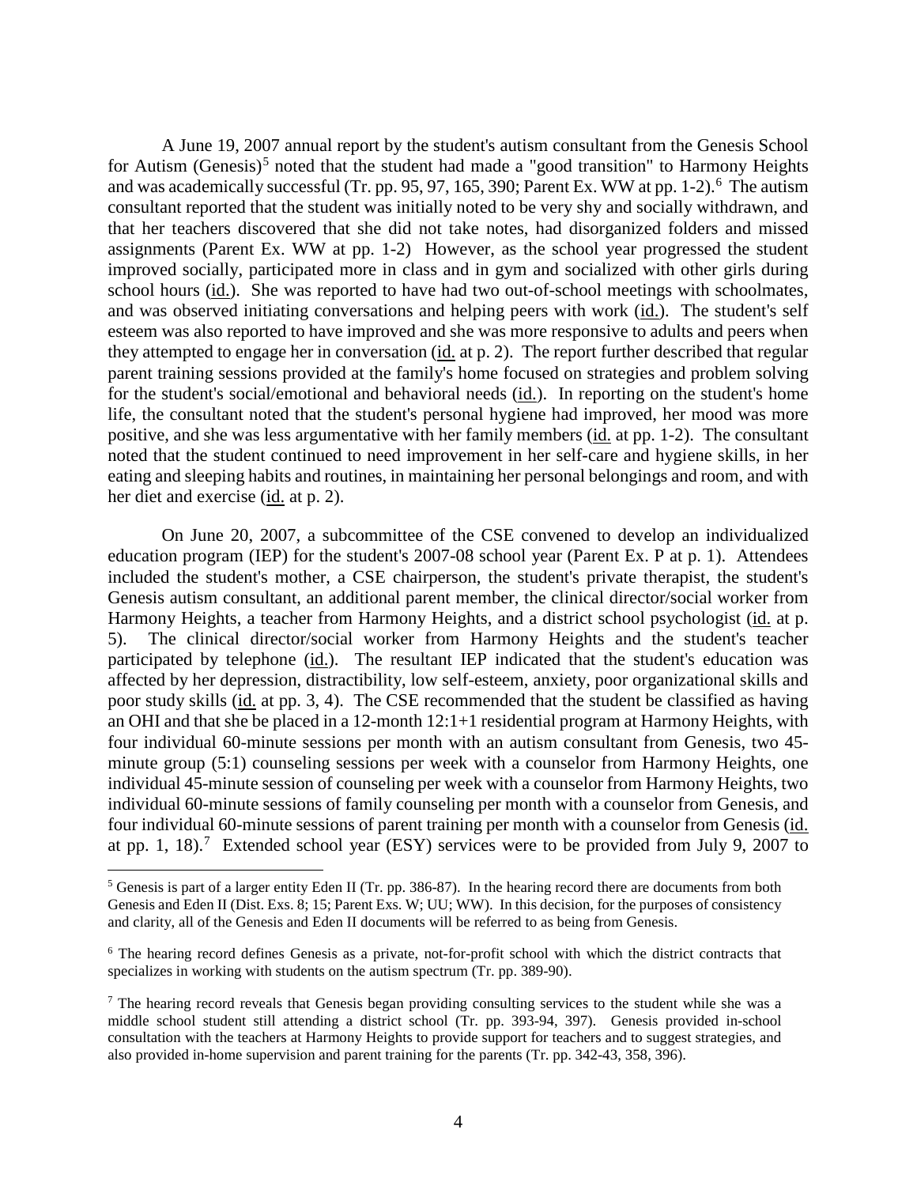A June 19, 2007 annual report by the student's autism consultant from the Genesis School for Autism (Genesis)[5] noted that the student had made a "good transition" to Harmony Heights and was academically successful (Tr. pp. 95, 97, 165, 390; Parent Ex. WW at pp. 1-2).[6] The autism consultant reported that the student was initially noted to be very shy and socially withdrawn, and that her teachers discovered that she did not take notes, had disorganized folders and missed assignments (Parent Ex. WW at pp. 1-2) However, as the school year progressed the student improved socially, participated more in class and in gym and socialized with other girls during school hours (id.). She was reported to have had two out-of-school meetings with schoolmates, and was observed initiating conversations and helping peers with work (id.). The student's self esteem was also reported to have improved and she was more responsive to adults and peers when they attempted to engage her in conversation (id. at p. 2). The report further described that regular parent training sessions provided at the family's home focused on strategies and problem solving for the student's social/emotional and behavioral needs (id.). In reporting on the student's home life, the consultant noted that the student's personal hygiene had improved, her mood was more positive, and she was less argumentative with her family members (id. at pp. 1-2). The consultant noted that the student continued to need improvement in her self-care and hygiene skills, in her eating and sleeping habits and routines, in maintaining her personal belongings and room, and with her diet and exercise (id. at p. 2).

On June 20, 2007, a subcommittee of the CSE convened to develop an individualized education program (IEP) for the student's 2007-08 school year (Parent Ex. P at p. 1). Attendees included the student's mother, a CSE chairperson, the student's private therapist, the student's Genesis autism consultant, an additional parent member, the clinical director/social worker from Harmony Heights, a teacher from Harmony Heights, and a district school psychologist (id. at p. 5). The clinical director/social worker from Harmony Heights and the student's teacher participated by telephone (id.). The resultant IEP indicated that the student's education was affected by her depression, distractibility, low self-esteem, anxiety, poor organizational skills and poor study skills (id. at pp. 3, 4). The CSE recommended that the student be classified as having an OHI and that she be placed in a 12-month 12:1+1 residential program at Harmony Heights, with four individual 60-minute sessions per month with an autism consultant from Genesis, two 45-minute group (5:1) counseling sessions per week with a counselor from Harmony Heights, one individual 45-minute session of counseling per week with a counselor from Harmony Heights, two individual 60-minute sessions of family counseling per month with a counselor from Genesis, and four individual 60-minute sessions of parent training per month with a counselor from Genesis (id. at pp. 1, 18).[7] Extended school year (ESY) services were to be provided from July 9, 2007 to

[5] Genesis is part of a larger entity Eden II (Tr. pp. 386-87). In the hearing record there are documents from both Genesis and Eden II (Dist. Exs. 8; 15; Parent Exs. W; UU; WW). In this decision, for the purposes of consistency and clarity, all of the Genesis and Eden II documents will be referred to as being from Genesis.

[6] The hearing record defines Genesis as a private, not-for-profit school with which the district contracts that specializes in working with students on the autism spectrum (Tr. pp. 389-90).

[7] The hearing record reveals that Genesis began providing consulting services to the student while she was a middle school student still attending a district school (Tr. pp. 393-94, 397). Genesis provided in-school consultation with the teachers at Harmony Heights to provide support for teachers and to suggest strategies, and also provided in-home supervision and parent training for the parents (Tr. pp. 342-43, 358, 396).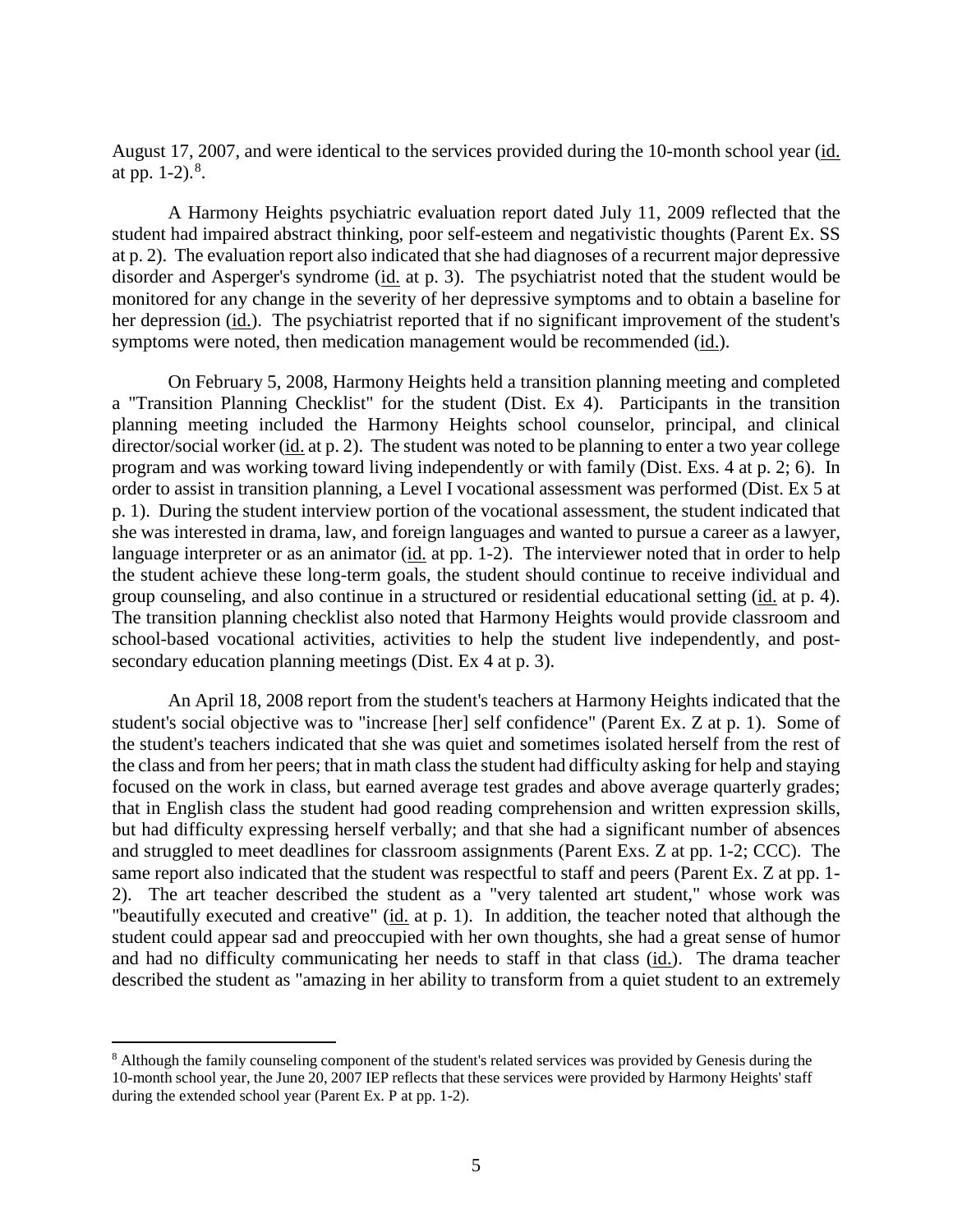August 17, 2007, and were identical to the services provided during the 10-month school year (id. at pp. 1-2).[8].

A Harmony Heights psychiatric evaluation report dated July 11, 2009 reflected that the student had impaired abstract thinking, poor self-esteem and negativistic thoughts (Parent Ex. SS at p. 2). The evaluation report also indicated that she had diagnoses of a recurrent major depressive disorder and Asperger's syndrome (id. at p. 3). The psychiatrist noted that the student would be monitored for any change in the severity of her depressive symptoms and to obtain a baseline for her depression (id.). The psychiatrist reported that if no significant improvement of the student's symptoms were noted, then medication management would be recommended (id.).

On February 5, 2008, Harmony Heights held a transition planning meeting and completed a "Transition Planning Checklist" for the student (Dist. Ex 4). Participants in the transition planning meeting included the Harmony Heights school counselor, principal, and clinical director/social worker (id. at p. 2). The student was noted to be planning to enter a two year college program and was working toward living independently or with family (Dist. Exs. 4 at p. 2; 6). In order to assist in transition planning, a Level I vocational assessment was performed (Dist. Ex 5 at p. 1). During the student interview portion of the vocational assessment, the student indicated that she was interested in drama, law, and foreign languages and wanted to pursue a career as a lawyer, language interpreter or as an animator (id. at pp. 1-2). The interviewer noted that in order to help the student achieve these long-term goals, the student should continue to receive individual and group counseling, and also continue in a structured or residential educational setting (id. at p. 4). The transition planning checklist also noted that Harmony Heights would provide classroom and school-based vocational activities, activities to help the student live independently, and post-secondary education planning meetings (Dist. Ex 4 at p. 3).

An April 18, 2008 report from the student's teachers at Harmony Heights indicated that the student's social objective was to "increase [her] self confidence" (Parent Ex. Z at p. 1). Some of the student's teachers indicated that she was quiet and sometimes isolated herself from the rest of the class and from her peers; that in math class the student had difficulty asking for help and staying focused on the work in class, but earned average test grades and above average quarterly grades; that in English class the student had good reading comprehension and written expression skills, but had difficulty expressing herself verbally; and that she had a significant number of absences and struggled to meet deadlines for classroom assignments (Parent Exs. Z at pp. 1-2; CCC). The same report also indicated that the student was respectful to staff and peers (Parent Ex. Z at pp. 1-2). The art teacher described the student as a "very talented art student," whose work was "beautifully executed and creative" (id. at p. 1). In addition, the teacher noted that although the student could appear sad and preoccupied with her own thoughts, she had a great sense of humor and had no difficulty communicating her needs to staff in that class (id.). The drama teacher described the student as "amazing in her ability to transform from a quiet student to an extremely

[8] Although the family counseling component of the student's related services was provided by Genesis during the 10-month school year, the June 20, 2007 IEP reflects that these services were provided by Harmony Heights' staff during the extended school year (Parent Ex. P at pp. 1-2).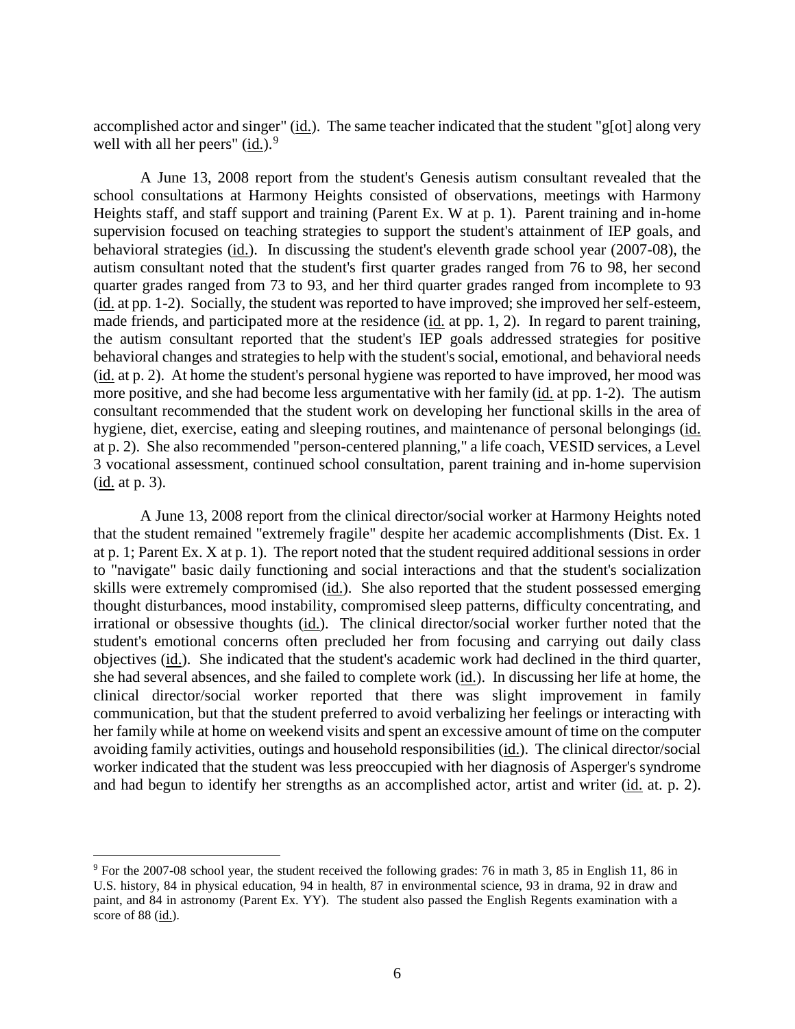accomplished actor and singer" (id.). The same teacher indicated that the student "g[ot] along very well with all her peers" (id.).[9]

A June 13, 2008 report from the student's Genesis autism consultant revealed that the school consultations at Harmony Heights consisted of observations, meetings with Harmony Heights staff, and staff support and training (Parent Ex. W at p. 1). Parent training and in-home supervision focused on teaching strategies to support the student's attainment of IEP goals, and behavioral strategies (id.). In discussing the student's eleventh grade school year (2007-08), the autism consultant noted that the student's first quarter grades ranged from 76 to 98, her second quarter grades ranged from 73 to 93, and her third quarter grades ranged from incomplete to 93 (id. at pp. 1-2). Socially, the student was reported to have improved; she improved her self-esteem, made friends, and participated more at the residence (id. at pp. 1, 2). In regard to parent training, the autism consultant reported that the student's IEP goals addressed strategies for positive behavioral changes and strategies to help with the student's social, emotional, and behavioral needs (id. at p. 2). At home the student's personal hygiene was reported to have improved, her mood was more positive, and she had become less argumentative with her family (id. at pp. 1-2). The autism consultant recommended that the student work on developing her functional skills in the area of hygiene, diet, exercise, eating and sleeping routines, and maintenance of personal belongings (id. at p. 2). She also recommended "person-centered planning," a life coach, VESID services, a Level 3 vocational assessment, continued school consultation, parent training and in-home supervision (id. at p. 3).

A June 13, 2008 report from the clinical director/social worker at Harmony Heights noted that the student remained "extremely fragile" despite her academic accomplishments (Dist. Ex. 1 at p. 1; Parent Ex. X at p. 1). The report noted that the student required additional sessions in order to "navigate" basic daily functioning and social interactions and that the student's socialization skills were extremely compromised (id.). She also reported that the student possessed emerging thought disturbances, mood instability, compromised sleep patterns, difficulty concentrating, and irrational or obsessive thoughts (id.). The clinical director/social worker further noted that the student's emotional concerns often precluded her from focusing and carrying out daily class objectives (id.). She indicated that the student's academic work had declined in the third quarter, she had several absences, and she failed to complete work (id.). In discussing her life at home, the clinical director/social worker reported that there was slight improvement in family communication, but that the student preferred to avoid verbalizing her feelings or interacting with her family while at home on weekend visits and spent an excessive amount of time on the computer avoiding family activities, outings and household responsibilities (id.). The clinical director/social worker indicated that the student was less preoccupied with her diagnosis of Asperger's syndrome and had begun to identify her strengths as an accomplished actor, artist and writer (id. at. p. 2).

[9] For the 2007-08 school year, the student received the following grades: 76 in math 3, 85 in English 11, 86 in U.S. history, 84 in physical education, 94 in health, 87 in environmental science, 93 in drama, 92 in draw and paint, and 84 in astronomy (Parent Ex. YY). The student also passed the English Regents examination with a score of 88 (id.).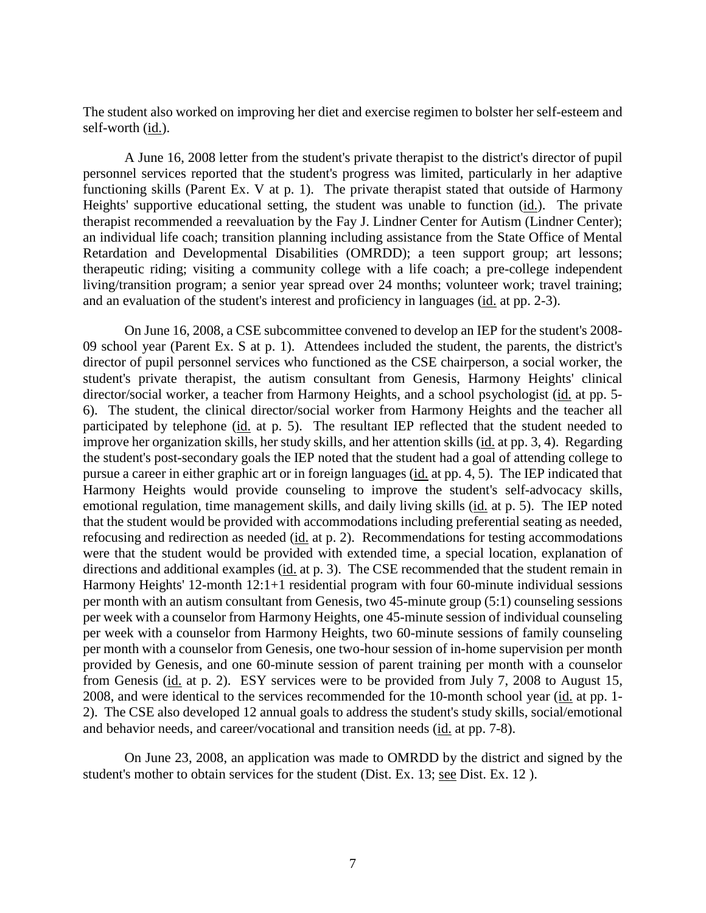The student also worked on improving her diet and exercise regimen to bolster her self-esteem and self-worth (id.).

A June 16, 2008 letter from the student's private therapist to the district's director of pupil personnel services reported that the student's progress was limited, particularly in her adaptive functioning skills (Parent Ex. V at p. 1). The private therapist stated that outside of Harmony Heights' supportive educational setting, the student was unable to function (id.). The private therapist recommended a reevaluation by the Fay J. Lindner Center for Autism (Lindner Center); an individual life coach; transition planning including assistance from the State Office of Mental Retardation and Developmental Disabilities (OMRDD); a teen support group; art lessons; therapeutic riding; visiting a community college with a life coach; a pre-college independent living/transition program; a senior year spread over 24 months; volunteer work; travel training; and an evaluation of the student's interest and proficiency in languages (id. at pp. 2-3).

On June 16, 2008, a CSE subcommittee convened to develop an IEP for the student's 2008-09 school year (Parent Ex. S at p. 1). Attendees included the student, the parents, the district's director of pupil personnel services who functioned as the CSE chairperson, a social worker, the student's private therapist, the autism consultant from Genesis, Harmony Heights' clinical director/social worker, a teacher from Harmony Heights, and a school psychologist (id. at pp. 5-6). The student, the clinical director/social worker from Harmony Heights and the teacher all participated by telephone (id. at p. 5). The resultant IEP reflected that the student needed to improve her organization skills, her study skills, and her attention skills (id. at pp. 3, 4). Regarding the student's post-secondary goals the IEP noted that the student had a goal of attending college to pursue a career in either graphic art or in foreign languages (id. at pp. 4, 5). The IEP indicated that Harmony Heights would provide counseling to improve the student's self-advocacy skills, emotional regulation, time management skills, and daily living skills (id. at p. 5). The IEP noted that the student would be provided with accommodations including preferential seating as needed, refocusing and redirection as needed (id. at p. 2). Recommendations for testing accommodations were that the student would be provided with extended time, a special location, explanation of directions and additional examples (id. at p. 3). The CSE recommended that the student remain in Harmony Heights' 12-month 12:1+1 residential program with four 60-minute individual sessions per month with an autism consultant from Genesis, two 45-minute group (5:1) counseling sessions per week with a counselor from Harmony Heights, one 45-minute session of individual counseling per week with a counselor from Harmony Heights, two 60-minute sessions of family counseling per month with a counselor from Genesis, one two-hour session of in-home supervision per month provided by Genesis, and one 60-minute session of parent training per month with a counselor from Genesis (id. at p. 2). ESY services were to be provided from July 7, 2008 to August 15, 2008, and were identical to the services recommended for the 10-month school year (id. at pp. 1-2). The CSE also developed 12 annual goals to address the student's study skills, social/emotional and behavior needs, and career/vocational and transition needs (id. at pp. 7-8).

On June 23, 2008, an application was made to OMRDD by the district and signed by the student's mother to obtain services for the student (Dist. Ex. 13; see Dist. Ex. 12 ).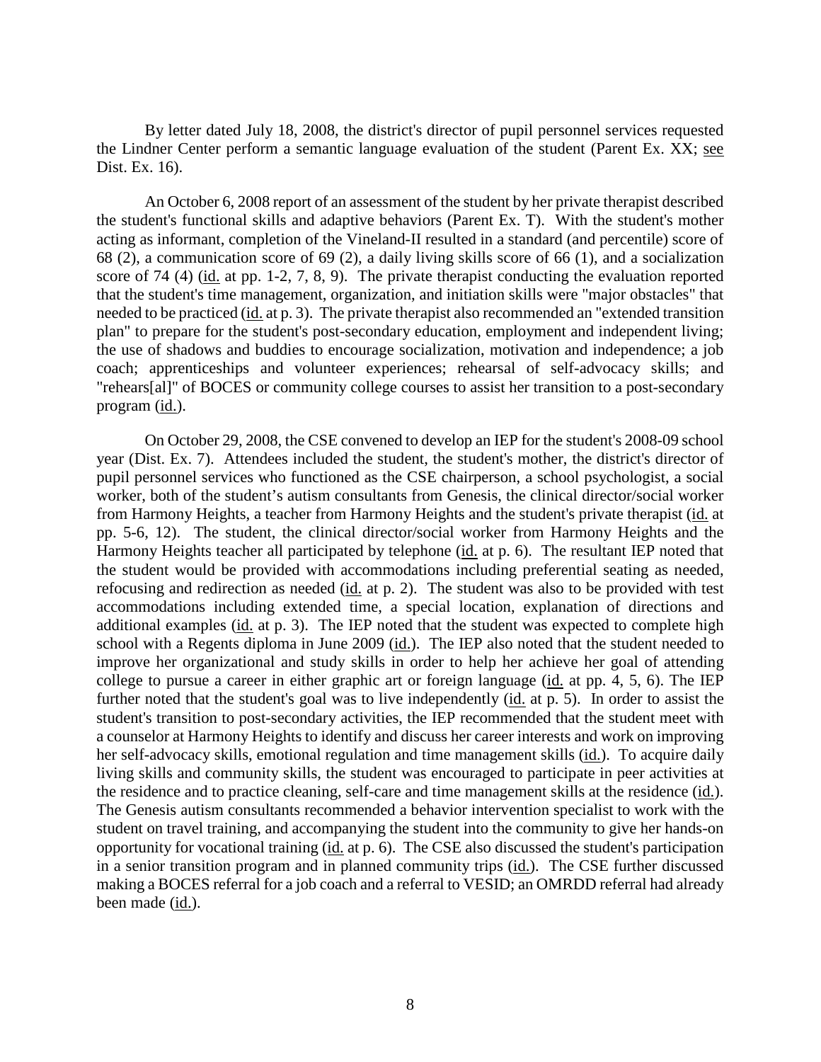By letter dated July 18, 2008, the district's director of pupil personnel services requested the Lindner Center perform a semantic language evaluation of the student (Parent Ex. XX; see Dist. Ex. 16).

An October 6, 2008 report of an assessment of the student by her private therapist described the student's functional skills and adaptive behaviors (Parent Ex. T). With the student's mother acting as informant, completion of the Vineland-II resulted in a standard (and percentile) score of 68 (2), a communication score of 69 (2), a daily living skills score of 66 (1), and a socialization score of 74 (4) (id. at pp. 1-2, 7, 8, 9). The private therapist conducting the evaluation reported that the student's time management, organization, and initiation skills were "major obstacles" that needed to be practiced (id. at p. 3). The private therapist also recommended an "extended transition plan" to prepare for the student's post-secondary education, employment and independent living; the use of shadows and buddies to encourage socialization, motivation and independence; a job coach; apprenticeships and volunteer experiences; rehearsal of self-advocacy skills; and "rehears[al]" of BOCES or community college courses to assist her transition to a post-secondary program (id.).

On October 29, 2008, the CSE convened to develop an IEP for the student's 2008-09 school year (Dist. Ex. 7). Attendees included the student, the student's mother, the district's director of pupil personnel services who functioned as the CSE chairperson, a school psychologist, a social worker, both of the student's autism consultants from Genesis, the clinical director/social worker from Harmony Heights, a teacher from Harmony Heights and the student's private therapist (id. at pp. 5-6, 12). The student, the clinical director/social worker from Harmony Heights and the Harmony Heights teacher all participated by telephone (id. at p. 6). The resultant IEP noted that the student would be provided with accommodations including preferential seating as needed, refocusing and redirection as needed (id. at p. 2). The student was also to be provided with test accommodations including extended time, a special location, explanation of directions and additional examples (id. at p. 3). The IEP noted that the student was expected to complete high school with a Regents diploma in June 2009 (id.). The IEP also noted that the student needed to improve her organizational and study skills in order to help her achieve her goal of attending college to pursue a career in either graphic art or foreign language (id. at pp. 4, 5, 6). The IEP further noted that the student's goal was to live independently (id. at p. 5). In order to assist the student's transition to post-secondary activities, the IEP recommended that the student meet with a counselor at Harmony Heights to identify and discuss her career interests and work on improving her self-advocacy skills, emotional regulation and time management skills (id.). To acquire daily living skills and community skills, the student was encouraged to participate in peer activities at the residence and to practice cleaning, self-care and time management skills at the residence (id.). The Genesis autism consultants recommended a behavior intervention specialist to work with the student on travel training, and accompanying the student into the community to give her hands-on opportunity for vocational training (id. at p. 6). The CSE also discussed the student's participation in a senior transition program and in planned community trips (id.). The CSE further discussed making a BOCES referral for a job coach and a referral to VESID; an OMRDD referral had already been made (id.).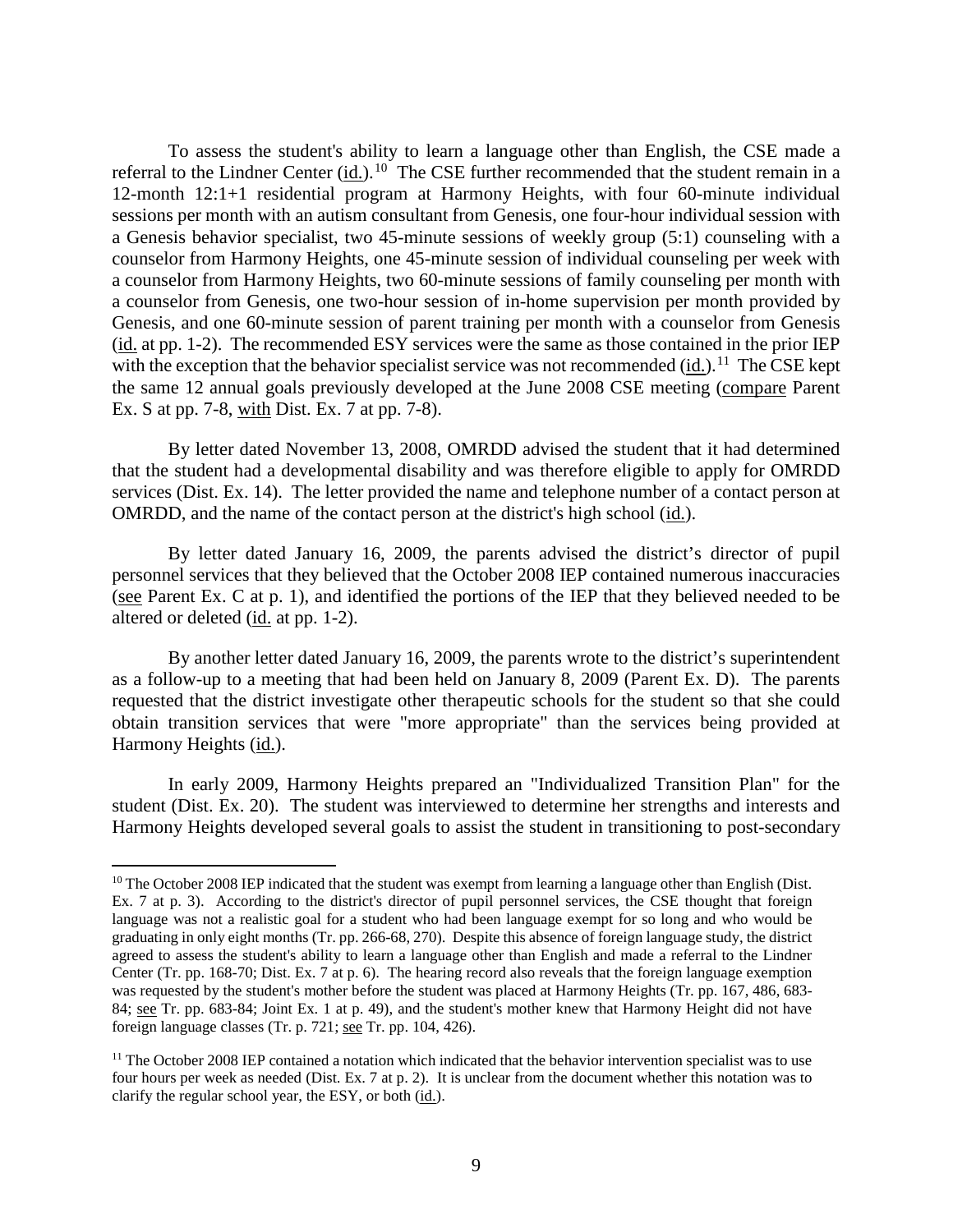To assess the student's ability to learn a language other than English, the CSE made a referral to the Lindner Center (id.).[10] The CSE further recommended that the student remain in a 12-month 12:1+1 residential program at Harmony Heights, with four 60-minute individual sessions per month with an autism consultant from Genesis, one four-hour individual session with a Genesis behavior specialist, two 45-minute sessions of weekly group (5:1) counseling with a counselor from Harmony Heights, one 45-minute session of individual counseling per week with a counselor from Harmony Heights, two 60-minute sessions of family counseling per month with a counselor from Genesis, one two-hour session of in-home supervision per month provided by Genesis, and one 60-minute session of parent training per month with a counselor from Genesis (id. at pp. 1-2). The recommended ESY services were the same as those contained in the prior IEP with the exception that the behavior specialist service was not recommended (id.).[11] The CSE kept the same 12 annual goals previously developed at the June 2008 CSE meeting (compare Parent Ex. S at pp. 7-8, with Dist. Ex. 7 at pp. 7-8).

By letter dated November 13, 2008, OMRDD advised the student that it had determined that the student had a developmental disability and was therefore eligible to apply for OMRDD services (Dist. Ex. 14). The letter provided the name and telephone number of a contact person at OMRDD, and the name of the contact person at the district's high school (id.).

By letter dated January 16, 2009, the parents advised the district's director of pupil personnel services that they believed that the October 2008 IEP contained numerous inaccuracies (see Parent Ex. C at p. 1), and identified the portions of the IEP that they believed needed to be altered or deleted (id. at pp. 1-2).

By another letter dated January 16, 2009, the parents wrote to the district's superintendent as a follow-up to a meeting that had been held on January 8, 2009 (Parent Ex. D). The parents requested that the district investigate other therapeutic schools for the student so that she could obtain transition services that were "more appropriate" than the services being provided at Harmony Heights (id.).

In early 2009, Harmony Heights prepared an "Individualized Transition Plan" for the student (Dist. Ex. 20). The student was interviewed to determine her strengths and interests and Harmony Heights developed several goals to assist the student in transitioning to post-secondary

---

[10] The October 2008 IEP indicated that the student was exempt from learning a language other than English (Dist. Ex. 7 at p. 3). According to the district's director of pupil personnel services, the CSE thought that foreign language was not a realistic goal for a student who had been language exempt for so long and who would be graduating in only eight months (Tr. pp. 266-68, 270). Despite this absence of foreign language study, the district agreed to assess the student's ability to learn a language other than English and made a referral to the Lindner Center (Tr. pp. 168-70; Dist. Ex. 7 at p. 6). The hearing record also reveals that the foreign language exemption was requested by the student's mother before the student was placed at Harmony Heights (Tr. pp. 167, 486, 683-84; see Tr. pp. 683-84; Joint Ex. 1 at p. 49), and the student's mother knew that Harmony Height did not have foreign language classes (Tr. p. 721; see Tr. pp. 104, 426).

[11] The October 2008 IEP contained a notation which indicated that the behavior intervention specialist was to use four hours per week as needed (Dist. Ex. 7 at p. 2). It is unclear from the document whether this notation was to clarify the regular school year, the ESY, or both (id.).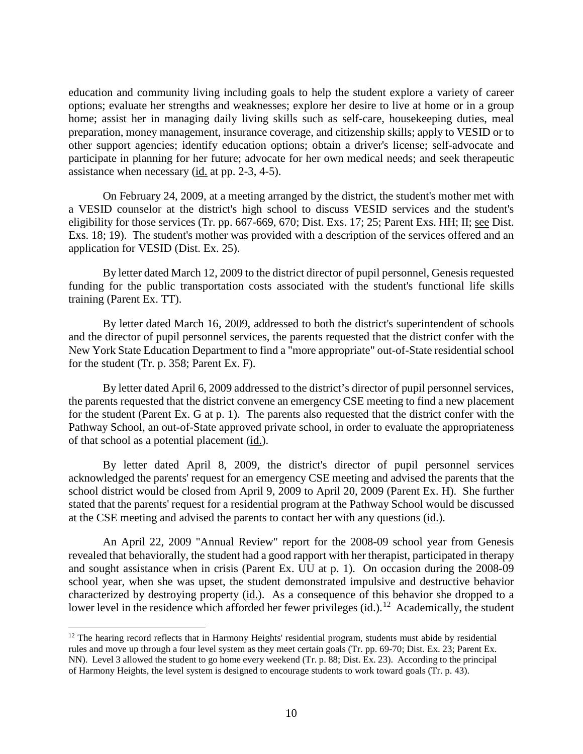education and community living including goals to help the student explore a variety of career options; evaluate her strengths and weaknesses; explore her desire to live at home or in a group home; assist her in managing daily living skills such as self-care, housekeeping duties, meal preparation, money management, insurance coverage, and citizenship skills; apply to VESID or to other support agencies; identify education options; obtain a driver's license; self-advocate and participate in planning for her future; advocate for her own medical needs; and seek therapeutic assistance when necessary (id. at pp. 2-3, 4-5).

On February 24, 2009, at a meeting arranged by the district, the student's mother met with a VESID counselor at the district's high school to discuss VESID services and the student's eligibility for those services (Tr. pp. 667-669, 670; Dist. Exs. 17; 25; Parent Exs. HH; II; see Dist. Exs. 18; 19). The student's mother was provided with a description of the services offered and an application for VESID (Dist. Ex. 25).

By letter dated March 12, 2009 to the district director of pupil personnel, Genesis requested funding for the public transportation costs associated with the student's functional life skills training (Parent Ex. TT).

By letter dated March 16, 2009, addressed to both the district's superintendent of schools and the director of pupil personnel services, the parents requested that the district confer with the New York State Education Department to find a "more appropriate" out-of-State residential school for the student (Tr. p. 358; Parent Ex. F).

By letter dated April 6, 2009 addressed to the district's director of pupil personnel services, the parents requested that the district convene an emergency CSE meeting to find a new placement for the student (Parent Ex. G at p. 1). The parents also requested that the district confer with the Pathway School, an out-of-State approved private school, in order to evaluate the appropriateness of that school as a potential placement (id.).

By letter dated April 8, 2009, the district's director of pupil personnel services acknowledged the parents' request for an emergency CSE meeting and advised the parents that the school district would be closed from April 9, 2009 to April 20, 2009 (Parent Ex. H). She further stated that the parents' request for a residential program at the Pathway School would be discussed at the CSE meeting and advised the parents to contact her with any questions (id.).

An April 22, 2009 "Annual Review" report for the 2008-09 school year from Genesis revealed that behaviorally, the student had a good rapport with her therapist, participated in therapy and sought assistance when in crisis (Parent Ex. UU at p. 1). On occasion during the 2008-09 school year, when she was upset, the student demonstrated impulsive and destructive behavior characterized by destroying property (id.). As a consequence of this behavior she dropped to a lower level in the residence which afforded her fewer privileges (id.).[12] Academically, the student

[12] The hearing record reflects that in Harmony Heights' residential program, students must abide by residential rules and move up through a four level system as they meet certain goals (Tr. pp. 69-70; Dist. Ex. 23; Parent Ex. NN). Level 3 allowed the student to go home every weekend (Tr. p. 88; Dist. Ex. 23). According to the principal of Harmony Heights, the level system is designed to encourage students to work toward goals (Tr. p. 43).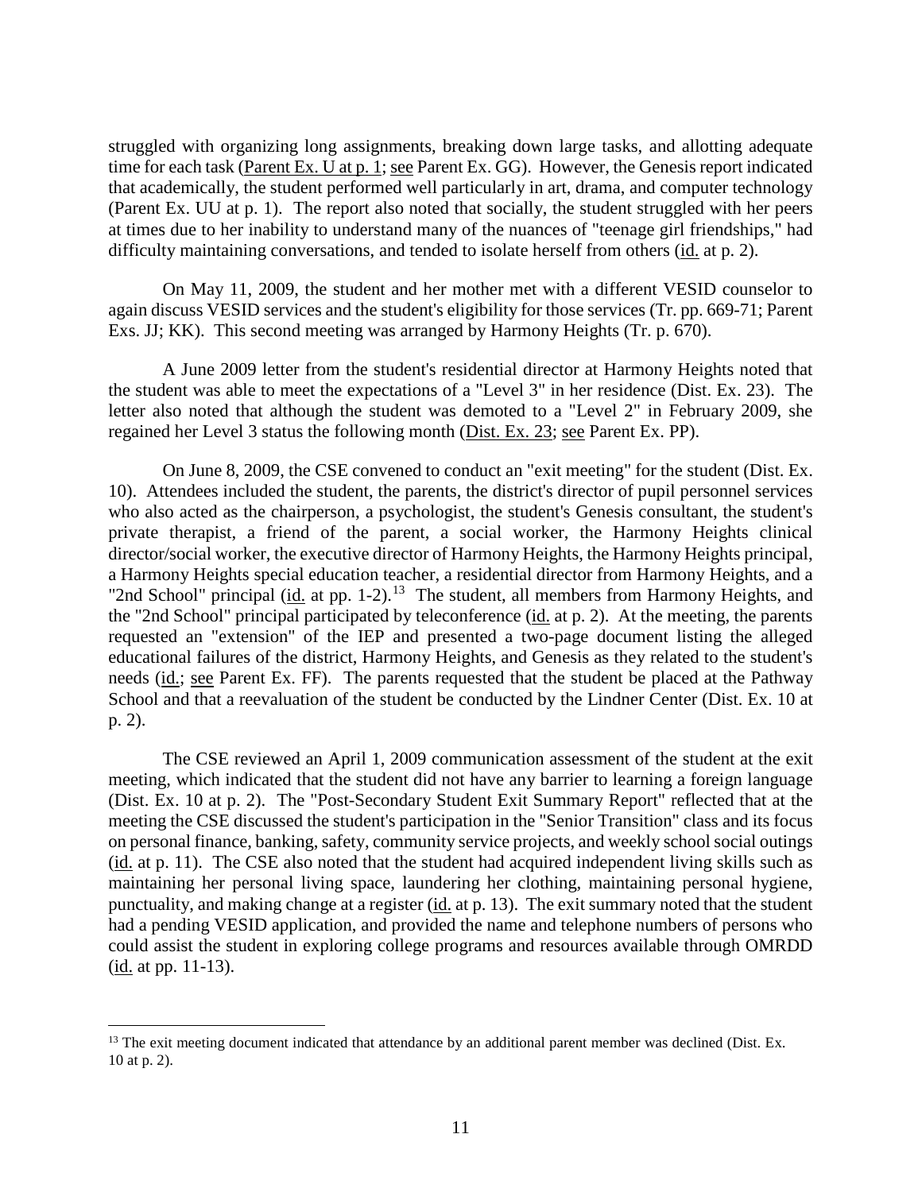struggled with organizing long assignments, breaking down large tasks, and allotting adequate time for each task (Parent Ex. U at p. 1; see Parent Ex. GG). However, the Genesis report indicated that academically, the student performed well particularly in art, drama, and computer technology (Parent Ex. UU at p. 1). The report also noted that socially, the student struggled with her peers at times due to her inability to understand many of the nuances of "teenage girl friendships," had difficulty maintaining conversations, and tended to isolate herself from others (id. at p. 2).

On May 11, 2009, the student and her mother met with a different VESID counselor to again discuss VESID services and the student's eligibility for those services (Tr. pp. 669-71; Parent Exs. JJ; KK). This second meeting was arranged by Harmony Heights (Tr. p. 670).

A June 2009 letter from the student's residential director at Harmony Heights noted that the student was able to meet the expectations of a "Level 3" in her residence (Dist. Ex. 23). The letter also noted that although the student was demoted to a "Level 2" in February 2009, she regained her Level 3 status the following month (Dist. Ex. 23; see Parent Ex. PP).

On June 8, 2009, the CSE convened to conduct an "exit meeting" for the student (Dist. Ex. 10). Attendees included the student, the parents, the district's director of pupil personnel services who also acted as the chairperson, a psychologist, the student's Genesis consultant, the student's private therapist, a friend of the parent, a social worker, the Harmony Heights clinical director/social worker, the executive director of Harmony Heights, the Harmony Heights principal, a Harmony Heights special education teacher, a residential director from Harmony Heights, and a "2nd School" principal (id. at pp. 1-2).[13] The student, all members from Harmony Heights, and the "2nd School" principal participated by teleconference (id. at p. 2). At the meeting, the parents requested an "extension" of the IEP and presented a two-page document listing the alleged educational failures of the district, Harmony Heights, and Genesis as they related to the student's needs (id.; see Parent Ex. FF). The parents requested that the student be placed at the Pathway School and that a reevaluation of the student be conducted by the Lindner Center (Dist. Ex. 10 at p. 2).

The CSE reviewed an April 1, 2009 communication assessment of the student at the exit meeting, which indicated that the student did not have any barrier to learning a foreign language (Dist. Ex. 10 at p. 2). The "Post-Secondary Student Exit Summary Report" reflected that at the meeting the CSE discussed the student's participation in the "Senior Transition" class and its focus on personal finance, banking, safety, community service projects, and weekly school social outings (id. at p. 11). The CSE also noted that the student had acquired independent living skills such as maintaining her personal living space, laundering her clothing, maintaining personal hygiene, punctuality, and making change at a register (id. at p. 13). The exit summary noted that the student had a pending VESID application, and provided the name and telephone numbers of persons who could assist the student in exploring college programs and resources available through OMRDD (id. at pp. 11-13).

[13] The exit meeting document indicated that attendance by an additional parent member was declined (Dist. Ex. 10 at p. 2).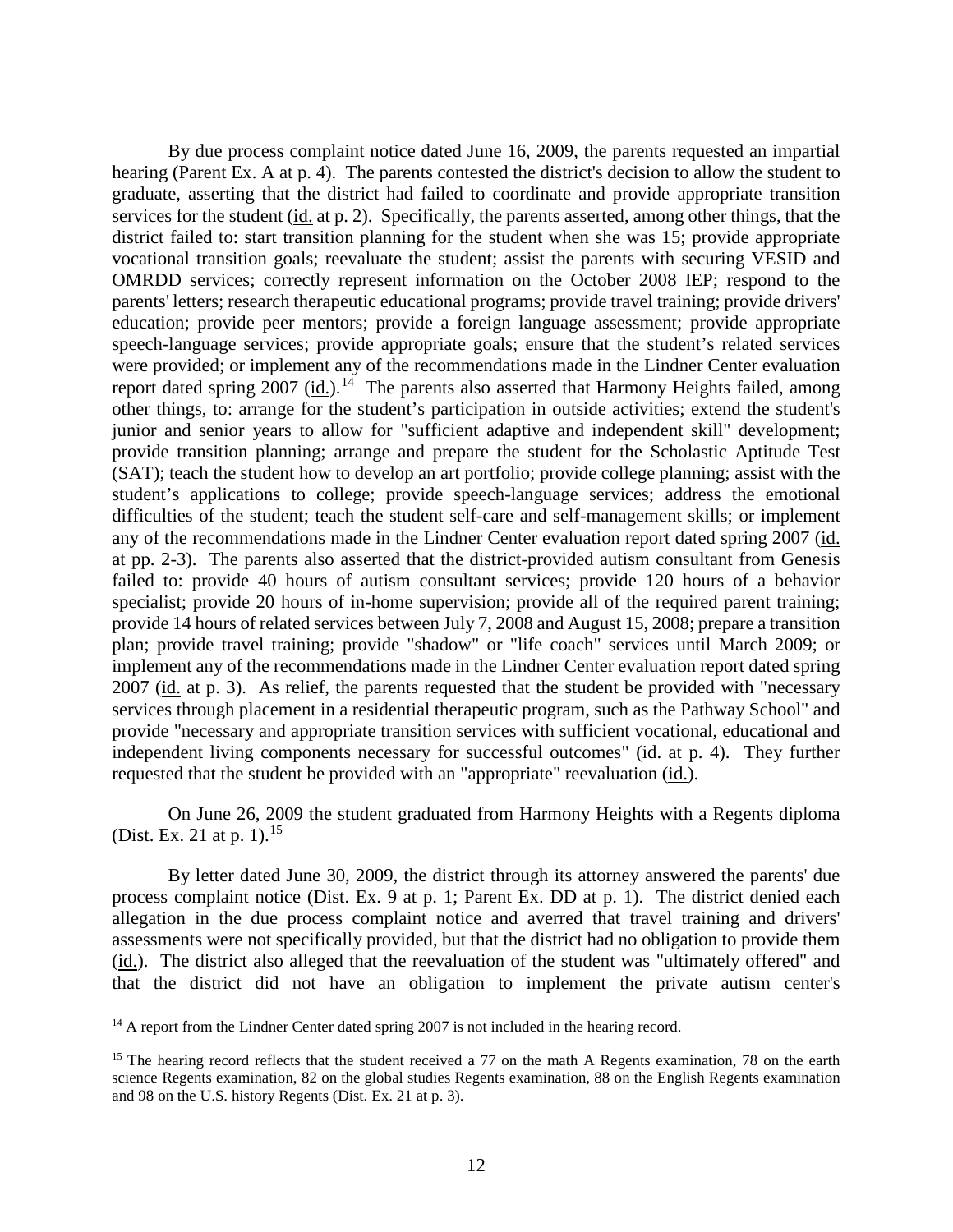By due process complaint notice dated June 16, 2009, the parents requested an impartial hearing (Parent Ex. A at p. 4). The parents contested the district's decision to allow the student to graduate, asserting that the district had failed to coordinate and provide appropriate transition services for the student (id. at p. 2). Specifically, the parents asserted, among other things, that the district failed to: start transition planning for the student when she was 15; provide appropriate vocational transition goals; reevaluate the student; assist the parents with securing VESID and OMRDD services; correctly represent information on the October 2008 IEP; respond to the parents' letters; research therapeutic educational programs; provide travel training; provide drivers' education; provide peer mentors; provide a foreign language assessment; provide appropriate speech-language services; provide appropriate goals; ensure that the student's related services were provided; or implement any of the recommendations made in the Lindner Center evaluation report dated spring 2007 (id.).[14] The parents also asserted that Harmony Heights failed, among other things, to: arrange for the student's participation in outside activities; extend the student's junior and senior years to allow for "sufficient adaptive and independent skill" development; provide transition planning; arrange and prepare the student for the Scholastic Aptitude Test (SAT); teach the student how to develop an art portfolio; provide college planning; assist with the student's applications to college; provide speech-language services; address the emotional difficulties of the student; teach the student self-care and self-management skills; or implement any of the recommendations made in the Lindner Center evaluation report dated spring 2007 (id. at pp. 2-3). The parents also asserted that the district-provided autism consultant from Genesis failed to: provide 40 hours of autism consultant services; provide 120 hours of a behavior specialist; provide 20 hours of in-home supervision; provide all of the required parent training; provide 14 hours of related services between July 7, 2008 and August 15, 2008; prepare a transition plan; provide travel training; provide "shadow" or "life coach" services until March 2009; or implement any of the recommendations made in the Lindner Center evaluation report dated spring 2007 (id. at p. 3). As relief, the parents requested that the student be provided with "necessary services through placement in a residential therapeutic program, such as the Pathway School" and provide "necessary and appropriate transition services with sufficient vocational, educational and independent living components necessary for successful outcomes" (id. at p. 4). They further requested that the student be provided with an "appropriate" reevaluation (id.).

On June 26, 2009 the student graduated from Harmony Heights with a Regents diploma (Dist. Ex. 21 at p. 1).[15]

By letter dated June 30, 2009, the district through its attorney answered the parents' due process complaint notice (Dist. Ex. 9 at p. 1; Parent Ex. DD at p. 1). The district denied each allegation in the due process complaint notice and averred that travel training and drivers' assessments were not specifically provided, but that the district had no obligation to provide them (id.). The district also alleged that the reevaluation of the student was "ultimately offered" and that the district did not have an obligation to implement the private autism center's

[14] A report from the Lindner Center dated spring 2007 is not included in the hearing record.

[15] The hearing record reflects that the student received a 77 on the math A Regents examination, 78 on the earth science Regents examination, 82 on the global studies Regents examination, 88 on the English Regents examination and 98 on the U.S. history Regents (Dist. Ex. 21 at p. 3).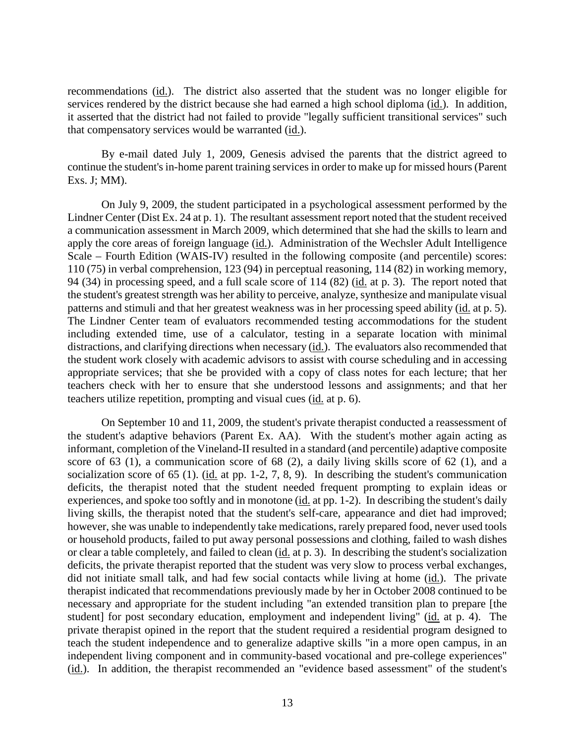recommendations (id.). The district also asserted that the student was no longer eligible for services rendered by the district because she had earned a high school diploma (id.). In addition, it asserted that the district had not failed to provide "legally sufficient transitional services" such that compensatory services would be warranted (id.).

By e-mail dated July 1, 2009, Genesis advised the parents that the district agreed to continue the student's in-home parent training services in order to make up for missed hours (Parent Exs. J; MM).

On July 9, 2009, the student participated in a psychological assessment performed by the Lindner Center (Dist Ex. 24 at p. 1). The resultant assessment report noted that the student received a communication assessment in March 2009, which determined that she had the skills to learn and apply the core areas of foreign language (id.). Administration of the Wechsler Adult Intelligence Scale – Fourth Edition (WAIS-IV) resulted in the following composite (and percentile) scores: 110 (75) in verbal comprehension, 123 (94) in perceptual reasoning, 114 (82) in working memory, 94 (34) in processing speed, and a full scale score of 114 (82) (id. at p. 3). The report noted that the student's greatest strength was her ability to perceive, analyze, synthesize and manipulate visual patterns and stimuli and that her greatest weakness was in her processing speed ability (id. at p. 5). The Lindner Center team of evaluators recommended testing accommodations for the student including extended time, use of a calculator, testing in a separate location with minimal distractions, and clarifying directions when necessary (id.). The evaluators also recommended that the student work closely with academic advisors to assist with course scheduling and in accessing appropriate services; that she be provided with a copy of class notes for each lecture; that her teachers check with her to ensure that she understood lessons and assignments; and that her teachers utilize repetition, prompting and visual cues (id. at p. 6).

On September 10 and 11, 2009, the student's private therapist conducted a reassessment of the student's adaptive behaviors (Parent Ex. AA). With the student's mother again acting as informant, completion of the Vineland-II resulted in a standard (and percentile) adaptive composite score of 63 (1), a communication score of 68 (2), a daily living skills score of 62 (1), and a socialization score of 65 (1). (id. at pp. 1-2, 7, 8, 9). In describing the student's communication deficits, the therapist noted that the student needed frequent prompting to explain ideas or experiences, and spoke too softly and in monotone (id. at pp. 1-2). In describing the student's daily living skills, the therapist noted that the student's self-care, appearance and diet had improved; however, she was unable to independently take medications, rarely prepared food, never used tools or household products, failed to put away personal possessions and clothing, failed to wash dishes or clear a table completely, and failed to clean (id. at p. 3). In describing the student's socialization deficits, the private therapist reported that the student was very slow to process verbal exchanges, did not initiate small talk, and had few social contacts while living at home (id.). The private therapist indicated that recommendations previously made by her in October 2008 continued to be necessary and appropriate for the student including "an extended transition plan to prepare [the student] for post secondary education, employment and independent living" (id. at p. 4). The private therapist opined in the report that the student required a residential program designed to teach the student independence and to generalize adaptive skills "in a more open campus, in an independent living component and in community-based vocational and pre-college experiences" (id.). In addition, the therapist recommended an "evidence based assessment" of the student's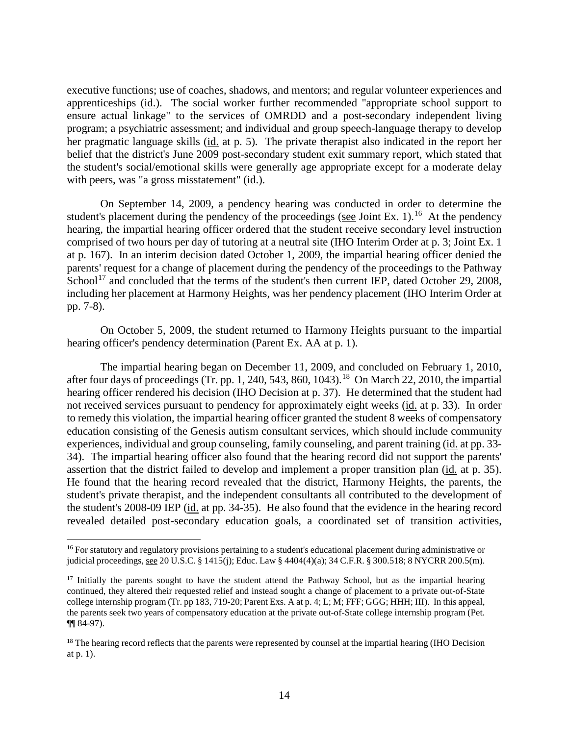executive functions; use of coaches, shadows, and mentors; and regular volunteer experiences and apprenticeships (id.). The social worker further recommended "appropriate school support to ensure actual linkage" to the services of OMRDD and a post-secondary independent living program; a psychiatric assessment; and individual and group speech-language therapy to develop her pragmatic language skills (id. at p. 5). The private therapist also indicated in the report her belief that the district's June 2009 post-secondary student exit summary report, which stated that the student's social/emotional skills were generally age appropriate except for a moderate delay with peers, was "a gross misstatement" (id.).

On September 14, 2009, a pendency hearing was conducted in order to determine the student's placement during the pendency of the proceedings (see Joint Ex. 1).[16] At the pendency hearing, the impartial hearing officer ordered that the student receive secondary level instruction comprised of two hours per day of tutoring at a neutral site (IHO Interim Order at p. 3; Joint Ex. 1 at p. 167). In an interim decision dated October 1, 2009, the impartial hearing officer denied the parents' request for a change of placement during the pendency of the proceedings to the Pathway School[17] and concluded that the terms of the student's then current IEP, dated October 29, 2008, including her placement at Harmony Heights, was her pendency placement (IHO Interim Order at pp. 7-8).

On October 5, 2009, the student returned to Harmony Heights pursuant to the impartial hearing officer's pendency determination (Parent Ex. AA at p. 1).

The impartial hearing began on December 11, 2009, and concluded on February 1, 2010, after four days of proceedings (Tr. pp. 1, 240, 543, 860, 1043).[18] On March 22, 2010, the impartial hearing officer rendered his decision (IHO Decision at p. 37). He determined that the student had not received services pursuant to pendency for approximately eight weeks (id. at p. 33). In order to remedy this violation, the impartial hearing officer granted the student 8 weeks of compensatory education consisting of the Genesis autism consultant services, which should include community experiences, individual and group counseling, family counseling, and parent training (id. at pp. 33-34). The impartial hearing officer also found that the hearing record did not support the parents' assertion that the district failed to develop and implement a proper transition plan (id. at p. 35). He found that the hearing record revealed that the district, Harmony Heights, the parents, the student's private therapist, and the independent consultants all contributed to the development of the student's 2008-09 IEP (id. at pp. 34-35). He also found that the evidence in the hearing record revealed detailed post-secondary education goals, a coordinated set of transition activities,

---

[16] For statutory and regulatory provisions pertaining to a student's educational placement during administrative or judicial proceedings, see 20 U.S.C. § 1415(j); Educ. Law § 4404(4)(a); 34 C.F.R. § 300.518; 8 NYCRR 200.5(m).

[17] Initially the parents sought to have the student attend the Pathway School, but as the impartial hearing continued, they altered their requested relief and instead sought a change of placement to a private out-of-State college internship program (Tr. pp 183, 719-20; Parent Exs. A at p. 4; L; M; FFF; GGG; HHH; III). In this appeal, the parents seek two years of compensatory education at the private out-of-State college internship program (Pet. ¶¶ 84-97).

[18] The hearing record reflects that the parents were represented by counsel at the impartial hearing (IHO Decision at p. 1).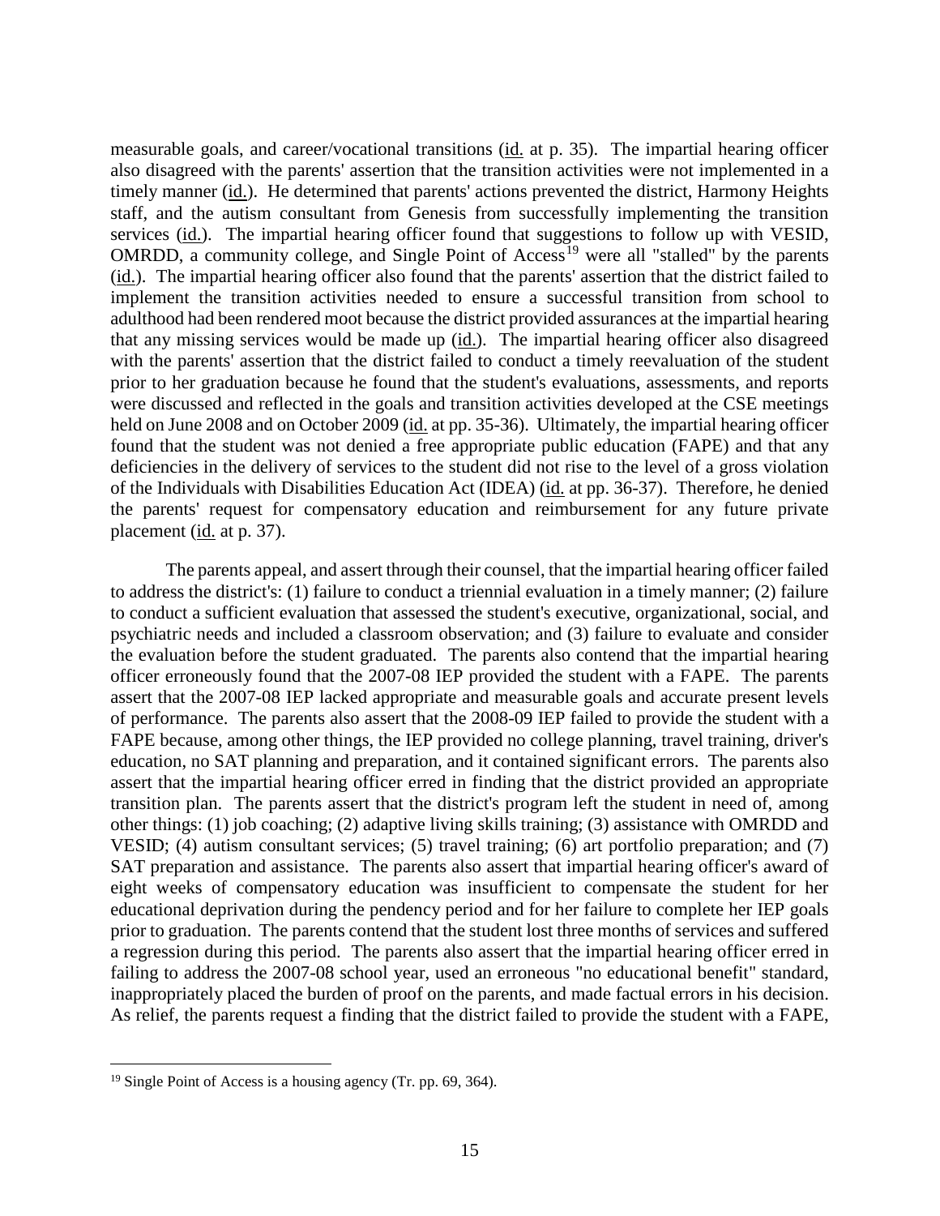measurable goals, and career/vocational transitions (id. at p. 35). The impartial hearing officer also disagreed with the parents' assertion that the transition activities were not implemented in a timely manner (id.). He determined that parents' actions prevented the district, Harmony Heights staff, and the autism consultant from Genesis from successfully implementing the transition services (id.). The impartial hearing officer found that suggestions to follow up with VESID, OMRDD, a community college, and Single Point of Access[19] were all "stalled" by the parents (id.). The impartial hearing officer also found that the parents' assertion that the district failed to implement the transition activities needed to ensure a successful transition from school to adulthood had been rendered moot because the district provided assurances at the impartial hearing that any missing services would be made up (id.). The impartial hearing officer also disagreed with the parents' assertion that the district failed to conduct a timely reevaluation of the student prior to her graduation because he found that the student's evaluations, assessments, and reports were discussed and reflected in the goals and transition activities developed at the CSE meetings held on June 2008 and on October 2009 (id. at pp. 35-36). Ultimately, the impartial hearing officer found that the student was not denied a free appropriate public education (FAPE) and that any deficiencies in the delivery of services to the student did not rise to the level of a gross violation of the Individuals with Disabilities Education Act (IDEA) (id. at pp. 36-37). Therefore, he denied the parents' request for compensatory education and reimbursement for any future private placement (id. at p. 37).

The parents appeal, and assert through their counsel, that the impartial hearing officer failed to address the district's: (1) failure to conduct a triennial evaluation in a timely manner; (2) failure to conduct a sufficient evaluation that assessed the student's executive, organizational, social, and psychiatric needs and included a classroom observation; and (3) failure to evaluate and consider the evaluation before the student graduated. The parents also contend that the impartial hearing officer erroneously found that the 2007-08 IEP provided the student with a FAPE. The parents assert that the 2007-08 IEP lacked appropriate and measurable goals and accurate present levels of performance. The parents also assert that the 2008-09 IEP failed to provide the student with a FAPE because, among other things, the IEP provided no college planning, travel training, driver's education, no SAT planning and preparation, and it contained significant errors. The parents also assert that the impartial hearing officer erred in finding that the district provided an appropriate transition plan. The parents assert that the district's program left the student in need of, among other things: (1) job coaching; (2) adaptive living skills training; (3) assistance with OMRDD and VESID; (4) autism consultant services; (5) travel training; (6) art portfolio preparation; and (7) SAT preparation and assistance. The parents also assert that impartial hearing officer's award of eight weeks of compensatory education was insufficient to compensate the student for her educational deprivation during the pendency period and for her failure to complete her IEP goals prior to graduation. The parents contend that the student lost three months of services and suffered a regression during this period. The parents also assert that the impartial hearing officer erred in failing to address the 2007-08 school year, used an erroneous "no educational benefit" standard, inappropriately placed the burden of proof on the parents, and made factual errors in his decision. As relief, the parents request a finding that the district failed to provide the student with a FAPE,

[19] Single Point of Access is a housing agency (Tr. pp. 69, 364).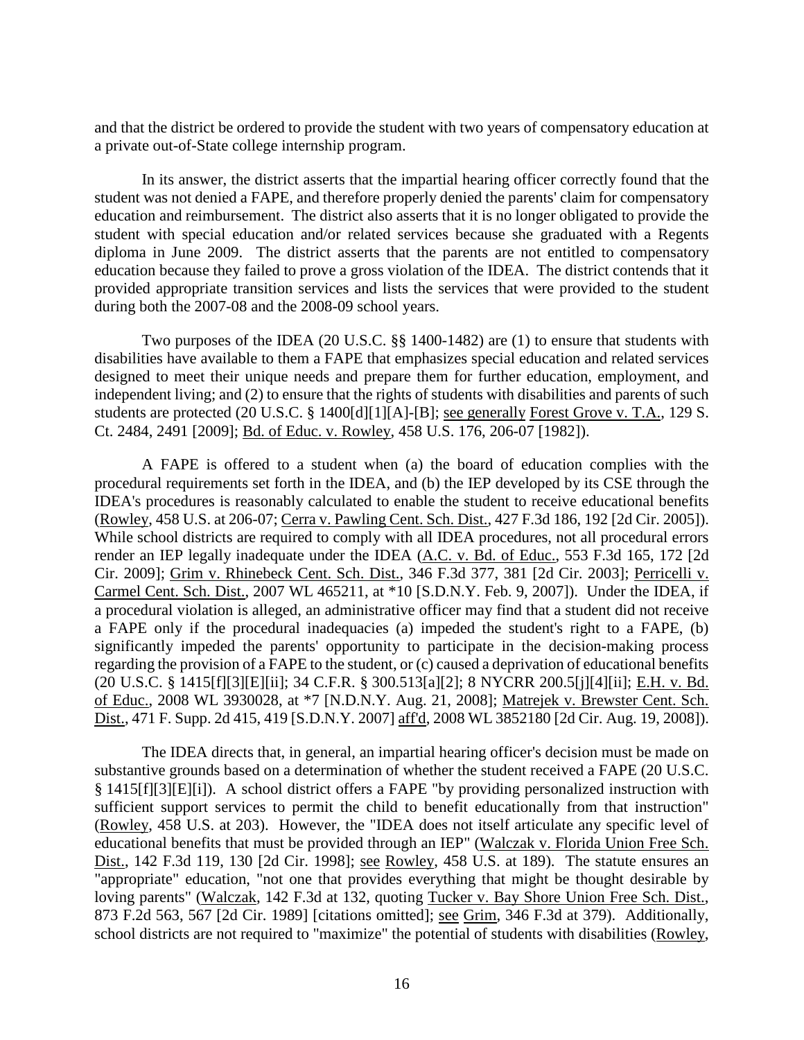and that the district be ordered to provide the student with two years of compensatory education at a private out-of-State college internship program.

In its answer, the district asserts that the impartial hearing officer correctly found that the student was not denied a FAPE, and therefore properly denied the parents' claim for compensatory education and reimbursement. The district also asserts that it is no longer obligated to provide the student with special education and/or related services because she graduated with a Regents diploma in June 2009. The district asserts that the parents are not entitled to compensatory education because they failed to prove a gross violation of the IDEA. The district contends that it provided appropriate transition services and lists the services that were provided to the student during both the 2007-08 and the 2008-09 school years.

Two purposes of the IDEA (20 U.S.C. §§ 1400-1482) are (1) to ensure that students with disabilities have available to them a FAPE that emphasizes special education and related services designed to meet their unique needs and prepare them for further education, employment, and independent living; and (2) to ensure that the rights of students with disabilities and parents of such students are protected (20 U.S.C. § 1400[d][1][A]-[B]; see generally Forest Grove v. T.A., 129 S. Ct. 2484, 2491 [2009]; Bd. of Educ. v. Rowley, 458 U.S. 176, 206-07 [1982]).

A FAPE is offered to a student when (a) the board of education complies with the procedural requirements set forth in the IDEA, and (b) the IEP developed by its CSE through the IDEA's procedures is reasonably calculated to enable the student to receive educational benefits (Rowley, 458 U.S. at 206-07; Cerra v. Pawling Cent. Sch. Dist., 427 F.3d 186, 192 [2d Cir. 2005]). While school districts are required to comply with all IDEA procedures, not all procedural errors render an IEP legally inadequate under the IDEA (A.C. v. Bd. of Educ., 553 F.3d 165, 172 [2d Cir. 2009]; Grim v. Rhinebeck Cent. Sch. Dist., 346 F.3d 377, 381 [2d Cir. 2003]; Perricelli v. Carmel Cent. Sch. Dist., 2007 WL 465211, at *10 [S.D.N.Y. Feb. 9, 2007]). Under the IDEA, if a procedural violation is alleged, an administrative officer may find that a student did not receive a FAPE only if the procedural inadequacies (a) impeded the student's right to a FAPE, (b) significantly impeded the parents' opportunity to participate in the decision-making process regarding the provision of a FAPE to the student, or (c) caused a deprivation of educational benefits (20 U.S.C. § 1415[f][3][E][ii]; 34 C.F.R. § 300.513[a][2]; 8 NYCRR 200.5[j][4][ii]; E.H. v. Bd. of Educ., 2008 WL 3930028, at *7 [N.D.N.Y. Aug. 21, 2008]; Matrejek v. Brewster Cent. Sch. Dist., 471 F. Supp. 2d 415, 419 [S.D.N.Y. 2007] aff'd, 2008 WL 3852180 [2d Cir. Aug. 19, 2008]).

The IDEA directs that, in general, an impartial hearing officer's decision must be made on substantive grounds based on a determination of whether the student received a FAPE (20 U.S.C. § 1415[f][3][E][i]). A school district offers a FAPE "by providing personalized instruction with sufficient support services to permit the child to benefit educationally from that instruction" (Rowley, 458 U.S. at 203). However, the "IDEA does not itself articulate any specific level of educational benefits that must be provided through an IEP" (Walczak v. Florida Union Free Sch. Dist., 142 F.3d 119, 130 [2d Cir. 1998]; see Rowley, 458 U.S. at 189). The statute ensures an "appropriate" education, "not one that provides everything that might be thought desirable by loving parents" (Walczak, 142 F.3d at 132, quoting Tucker v. Bay Shore Union Free Sch. Dist., 873 F.2d 563, 567 [2d Cir. 1989] [citations omitted]; see Grim, 346 F.3d at 379). Additionally, school districts are not required to "maximize" the potential of students with disabilities (Rowley,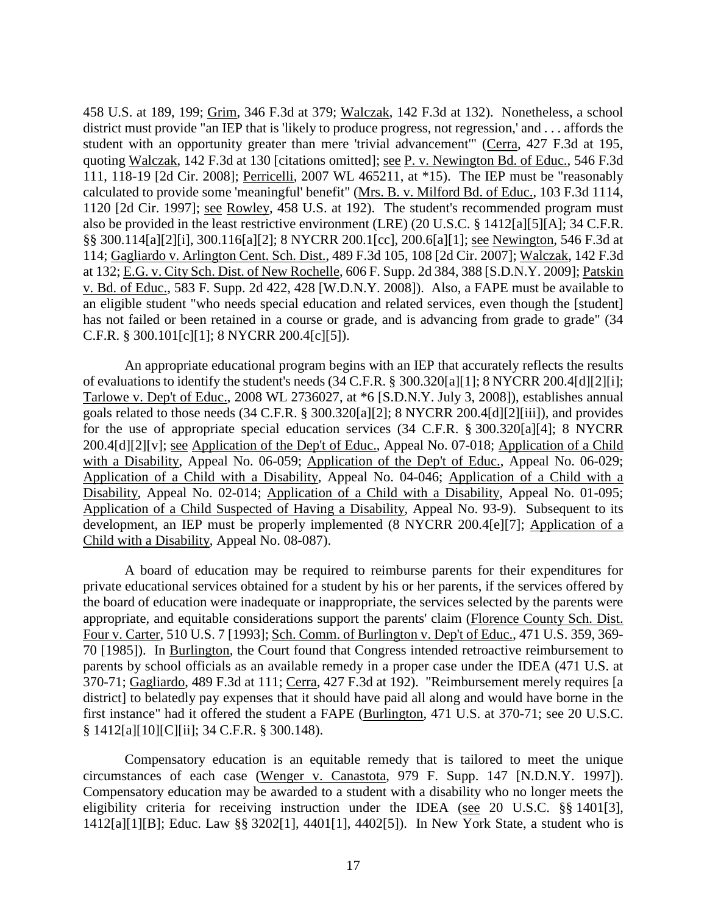458 U.S. at 189, 199; Grim, 346 F.3d at 379; Walczak, 142 F.3d at 132). Nonetheless, a school district must provide "an IEP that is 'likely to produce progress, not regression,' and . . . affords the student with an opportunity greater than mere 'trivial advancement'" (Cerra, 427 F.3d at 195, quoting Walczak, 142 F.3d at 130 [citations omitted]; see P. v. Newington Bd. of Educ., 546 F.3d 111, 118-19 [2d Cir. 2008]; Perricelli, 2007 WL 465211, at *15). The IEP must be "reasonably calculated to provide some 'meaningful' benefit" (Mrs. B. v. Milford Bd. of Educ., 103 F.3d 1114, 1120 [2d Cir. 1997]; see Rowley, 458 U.S. at 192). The student's recommended program must also be provided in the least restrictive environment (LRE) (20 U.S.C. § 1412[a][5][A]; 34 C.F.R. §§ 300.114[a][2][i], 300.116[a][2]; 8 NYCRR 200.1[cc], 200.6[a][1]; see Newington, 546 F.3d at 114; Gagliardo v. Arlington Cent. Sch. Dist., 489 F.3d 105, 108 [2d Cir. 2007]; Walczak, 142 F.3d at 132; E.G. v. City Sch. Dist. of New Rochelle, 606 F. Supp. 2d 384, 388 [S.D.N.Y. 2009]; Patskin v. Bd. of Educ., 583 F. Supp. 2d 422, 428 [W.D.N.Y. 2008]). Also, a FAPE must be available to an eligible student "who needs special education and related services, even though the [student] has not failed or been retained in a course or grade, and is advancing from grade to grade" (34 C.F.R. § 300.101[c][1]; 8 NYCRR 200.4[c][5]).

An appropriate educational program begins with an IEP that accurately reflects the results of evaluations to identify the student's needs (34 C.F.R. § 300.320[a][1]; 8 NYCRR 200.4[d][2][i]; Tarlowe v. Dep't of Educ., 2008 WL 2736027, at *6 [S.D.N.Y. July 3, 2008]), establishes annual goals related to those needs (34 C.F.R. § 300.320[a][2]; 8 NYCRR 200.4[d][2][iii]), and provides for the use of appropriate special education services (34 C.F.R. § 300.320[a][4]; 8 NYCRR 200.4[d][2][v]; see Application of the Dep't of Educ., Appeal No. 07-018; Application of a Child with a Disability, Appeal No. 06-059; Application of the Dep't of Educ., Appeal No. 06-029; Application of a Child with a Disability, Appeal No. 04-046; Application of a Child with a Disability, Appeal No. 02-014; Application of a Child with a Disability, Appeal No. 01-095; Application of a Child Suspected of Having a Disability, Appeal No. 93-9). Subsequent to its development, an IEP must be properly implemented (8 NYCRR 200.4[e][7]; Application of a Child with a Disability, Appeal No. 08-087).

A board of education may be required to reimburse parents for their expenditures for private educational services obtained for a student by his or her parents, if the services offered by the board of education were inadequate or inappropriate, the services selected by the parents were appropriate, and equitable considerations support the parents' claim (Florence County Sch. Dist. Four v. Carter, 510 U.S. 7 [1993]; Sch. Comm. of Burlington v. Dep't of Educ., 471 U.S. 359, 369-70 [1985]). In Burlington, the Court found that Congress intended retroactive reimbursement to parents by school officials as an available remedy in a proper case under the IDEA (471 U.S. at 370-71; Gagliardo, 489 F.3d at 111; Cerra, 427 F.3d at 192). "Reimbursement merely requires [a district] to belatedly pay expenses that it should have paid all along and would have borne in the first instance" had it offered the student a FAPE (Burlington, 471 U.S. at 370-71; see 20 U.S.C. § 1412[a][10][C][ii]; 34 C.F.R. § 300.148).

Compensatory education is an equitable remedy that is tailored to meet the unique circumstances of each case (Wenger v. Canastota, 979 F. Supp. 147 [N.D.N.Y. 1997]). Compensatory education may be awarded to a student with a disability who no longer meets the eligibility criteria for receiving instruction under the IDEA (see 20 U.S.C. §§ 1401[3], 1412[a][1][B]; Educ. Law §§ 3202[1], 4401[1], 4402[5]). In New York State, a student who is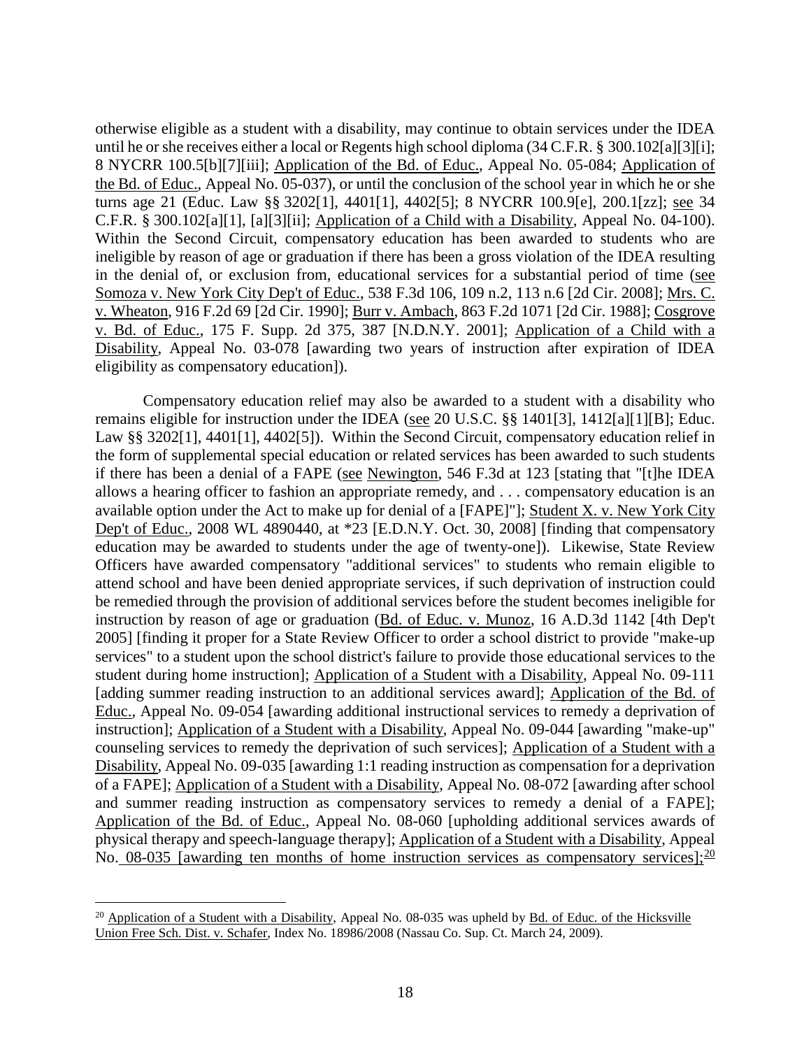otherwise eligible as a student with a disability, may continue to obtain services under the IDEA until he or she receives either a local or Regents high school diploma (34 C.F.R. § 300.102[a][3][i]; 8 NYCRR 100.5[b][7][iii]; Application of the Bd. of Educ., Appeal No. 05-084; Application of the Bd. of Educ., Appeal No. 05-037), or until the conclusion of the school year in which he or she turns age 21 (Educ. Law §§ 3202[1], 4401[1], 4402[5]; 8 NYCRR 100.9[e], 200.1[zz]; see 34 C.F.R. § 300.102[a][1], [a][3][ii]; Application of a Child with a Disability, Appeal No. 04-100). Within the Second Circuit, compensatory education has been awarded to students who are ineligible by reason of age or graduation if there has been a gross violation of the IDEA resulting in the denial of, or exclusion from, educational services for a substantial period of time (see Somoza v. New York City Dep't of Educ., 538 F.3d 106, 109 n.2, 113 n.6 [2d Cir. 2008]; Mrs. C. v. Wheaton, 916 F.2d 69 [2d Cir. 1990]; Burr v. Ambach, 863 F.2d 1071 [2d Cir. 1988]; Cosgrove v. Bd. of Educ., 175 F. Supp. 2d 375, 387 [N.D.N.Y. 2001]; Application of a Child with a Disability, Appeal No. 03-078 [awarding two years of instruction after expiration of IDEA eligibility as compensatory education]).

Compensatory education relief may also be awarded to a student with a disability who remains eligible for instruction under the IDEA (see 20 U.S.C. §§ 1401[3], 1412[a][1][B]; Educ. Law §§ 3202[1], 4401[1], 4402[5]). Within the Second Circuit, compensatory education relief in the form of supplemental special education or related services has been awarded to such students if there has been a denial of a FAPE (see Newington, 546 F.3d at 123 [stating that "[t]he IDEA allows a hearing officer to fashion an appropriate remedy, and . . . compensatory education is an available option under the Act to make up for denial of a [FAPE]"]; Student X. v. New York City Dep't of Educ., 2008 WL 4890440, at *23 [E.D.N.Y. Oct. 30, 2008] [finding that compensatory education may be awarded to students under the age of twenty-one]). Likewise, State Review Officers have awarded compensatory "additional services" to students who remain eligible to attend school and have been denied appropriate services, if such deprivation of instruction could be remedied through the provision of additional services before the student becomes ineligible for instruction by reason of age or graduation (Bd. of Educ. v. Munoz, 16 A.D.3d 1142 [4th Dep't 2005] [finding it proper for a State Review Officer to order a school district to provide "make-up services" to a student upon the school district's failure to provide those educational services to the student during home instruction]; Application of a Student with a Disability, Appeal No. 09-111 [adding summer reading instruction to an additional services award]; Application of the Bd. of Educ., Appeal No. 09-054 [awarding additional instructional services to remedy a deprivation of instruction]; Application of a Student with a Disability, Appeal No. 09-044 [awarding "make-up" counseling services to remedy the deprivation of such services]; Application of a Student with a Disability, Appeal No. 09-035 [awarding 1:1 reading instruction as compensation for a deprivation of a FAPE]; Application of a Student with a Disability, Appeal No. 08-072 [awarding after school and summer reading instruction as compensatory services to remedy a denial of a FAPE]; Application of the Bd. of Educ., Appeal No. 08-060 [upholding additional services awards of physical therapy and speech-language therapy]; Application of a Student with a Disability, Appeal No. 08-035 [awarding ten months of home instruction services as compensatory services];[20]

[20] Application of a Student with a Disability, Appeal No. 08-035 was upheld by Bd. of Educ. of the Hicksville Union Free Sch. Dist. v. Schafer, Index No. 18986/2008 (Nassau Co. Sup. Ct. March 24, 2009).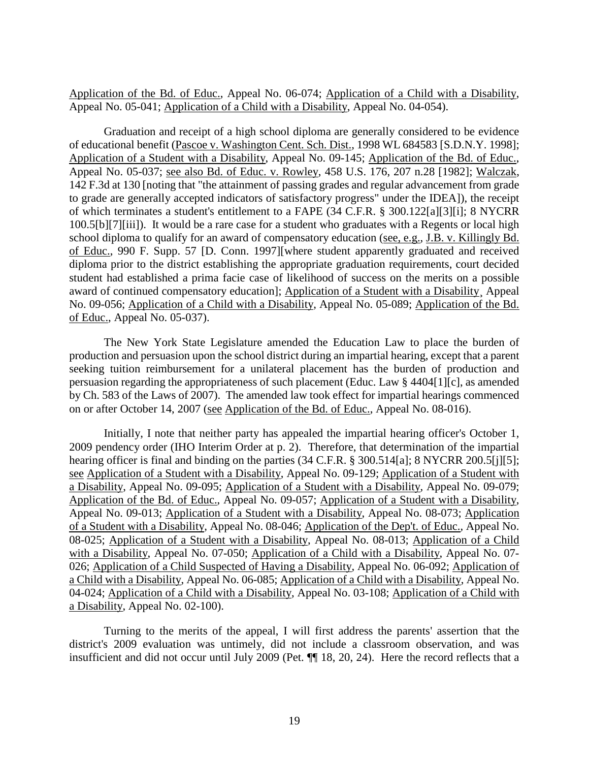Application of the Bd. of Educ., Appeal No. 06-074; Application of a Child with a Disability, Appeal No. 05-041; Application of a Child with a Disability, Appeal No. 04-054).

Graduation and receipt of a high school diploma are generally considered to be evidence of educational benefit (Pascoe v. Washington Cent. Sch. Dist., 1998 WL 684583 [S.D.N.Y. 1998]; Application of a Student with a Disability, Appeal No. 09-145; Application of the Bd. of Educ., Appeal No. 05-037; see also Bd. of Educ. v. Rowley, 458 U.S. 176, 207 n.28 [1982]; Walczak, 142 F.3d at 130 [noting that "the attainment of passing grades and regular advancement from grade to grade are generally accepted indicators of satisfactory progress" under the IDEA]), the receipt of which terminates a student's entitlement to a FAPE (34 C.F.R. § 300.122[a][3][i]; 8 NYCRR 100.5[b][7][iii]). It would be a rare case for a student who graduates with a Regents or local high school diploma to qualify for an award of compensatory education (see, e.g., J.B. v. Killingly Bd. of Educ., 990 F. Supp. 57 [D. Conn. 1997][where student apparently graduated and received diploma prior to the district establishing the appropriate graduation requirements, court decided student had established a prima facie case of likelihood of success on the merits on a possible award of continued compensatory education]; Application of a Student with a Disability, Appeal No. 09-056; Application of a Child with a Disability, Appeal No. 05-089; Application of the Bd. of Educ., Appeal No. 05-037).

The New York State Legislature amended the Education Law to place the burden of production and persuasion upon the school district during an impartial hearing, except that a parent seeking tuition reimbursement for a unilateral placement has the burden of production and persuasion regarding the appropriateness of such placement (Educ. Law § 4404[1][c], as amended by Ch. 583 of the Laws of 2007). The amended law took effect for impartial hearings commenced on or after October 14, 2007 (see Application of the Bd. of Educ., Appeal No. 08-016).

Initially, I note that neither party has appealed the impartial hearing officer's October 1, 2009 pendency order (IHO Interim Order at p. 2). Therefore, that determination of the impartial hearing officer is final and binding on the parties (34 C.F.R. § 300.514[a]; 8 NYCRR 200.5[j][5]; see Application of a Student with a Disability, Appeal No. 09-129; Application of a Student with a Disability, Appeal No. 09-095; Application of a Student with a Disability, Appeal No. 09-079; Application of the Bd. of Educ., Appeal No. 09-057; Application of a Student with a Disability, Appeal No. 09-013; Application of a Student with a Disability, Appeal No. 08-073; Application of a Student with a Disability, Appeal No. 08-046; Application of the Dep't. of Educ., Appeal No. 08-025; Application of a Student with a Disability, Appeal No. 08-013; Application of a Child with a Disability, Appeal No. 07-050; Application of a Child with a Disability, Appeal No. 07-026; Application of a Child Suspected of Having a Disability, Appeal No. 06-092; Application of a Child with a Disability, Appeal No. 06-085; Application of a Child with a Disability, Appeal No. 04-024; Application of a Child with a Disability, Appeal No. 03-108; Application of a Child with a Disability, Appeal No. 02-100).

Turning to the merits of the appeal, I will first address the parents' assertion that the district's 2009 evaluation was untimely, did not include a classroom observation, and was insufficient and did not occur until July 2009 (Pet. ¶¶ 18, 20, 24). Here the record reflects that a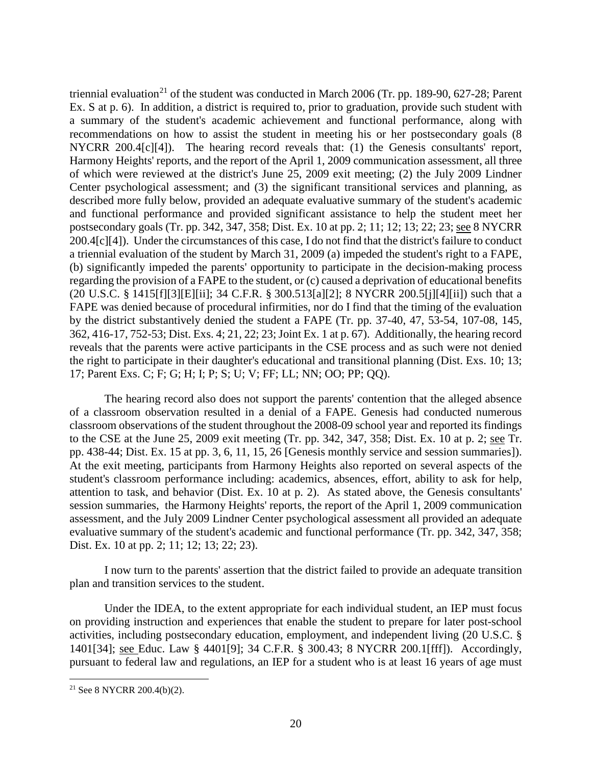triennial evaluation[21] of the student was conducted in March 2006 (Tr. pp. 189-90, 627-28; Parent Ex. S at p. 6). In addition, a district is required to, prior to graduation, provide such student with a summary of the student's academic achievement and functional performance, along with recommendations on how to assist the student in meeting his or her postsecondary goals (8 NYCRR 200.4[c][4]). The hearing record reveals that: (1) the Genesis consultants' report, Harmony Heights' reports, and the report of the April 1, 2009 communication assessment, all three of which were reviewed at the district's June 25, 2009 exit meeting; (2) the July 2009 Lindner Center psychological assessment; and (3) the significant transitional services and planning, as described more fully below, provided an adequate evaluative summary of the student's academic and functional performance and provided significant assistance to help the student meet her postsecondary goals (Tr. pp. 342, 347, 358; Dist. Ex. 10 at pp. 2; 11; 12; 13; 22; 23; see 8 NYCRR 200.4[c][4]). Under the circumstances of this case, I do not find that the district's failure to conduct a triennial evaluation of the student by March 31, 2009 (a) impeded the student's right to a FAPE, (b) significantly impeded the parents' opportunity to participate in the decision-making process regarding the provision of a FAPE to the student, or (c) caused a deprivation of educational benefits (20 U.S.C. § 1415[f][3][E][ii]; 34 C.F.R. § 300.513[a][2]; 8 NYCRR 200.5[j][4][ii]) such that a FAPE was denied because of procedural infirmities, nor do I find that the timing of the evaluation by the district substantively denied the student a FAPE (Tr. pp. 37-40, 47, 53-54, 107-08, 145, 362, 416-17, 752-53; Dist. Exs. 4; 21, 22; 23; Joint Ex. 1 at p. 67). Additionally, the hearing record reveals that the parents were active participants in the CSE process and as such were not denied the right to participate in their daughter's educational and transitional planning (Dist. Exs. 10; 13; 17; Parent Exs. C; F; G; H; I; P; S; U; V; FF; LL; NN; OO; PP; QQ).

The hearing record also does not support the parents' contention that the alleged absence of a classroom observation resulted in a denial of a FAPE. Genesis had conducted numerous classroom observations of the student throughout the 2008-09 school year and reported its findings to the CSE at the June 25, 2009 exit meeting (Tr. pp. 342, 347, 358; Dist. Ex. 10 at p. 2; see Tr. pp. 438-44; Dist. Ex. 15 at pp. 3, 6, 11, 15, 26 [Genesis monthly service and session summaries]). At the exit meeting, participants from Harmony Heights also reported on several aspects of the student's classroom performance including: academics, absences, effort, ability to ask for help, attention to task, and behavior (Dist. Ex. 10 at p. 2). As stated above, the Genesis consultants' session summaries, the Harmony Heights' reports, the report of the April 1, 2009 communication assessment, and the July 2009 Lindner Center psychological assessment all provided an adequate evaluative summary of the student's academic and functional performance (Tr. pp. 342, 347, 358; Dist. Ex. 10 at pp. 2; 11; 12; 13; 22; 23).

I now turn to the parents' assertion that the district failed to provide an adequate transition plan and transition services to the student.

Under the IDEA, to the extent appropriate for each individual student, an IEP must focus on providing instruction and experiences that enable the student to prepare for later post-school activities, including postsecondary education, employment, and independent living (20 U.S.C. § 1401[34]; see Educ. Law § 4401[9]; 34 C.F.R. § 300.43; 8 NYCRR 200.1[fff]). Accordingly, pursuant to federal law and regulations, an IEP for a student who is at least 16 years of age must

[21] See 8 NYCRR 200.4(b)(2).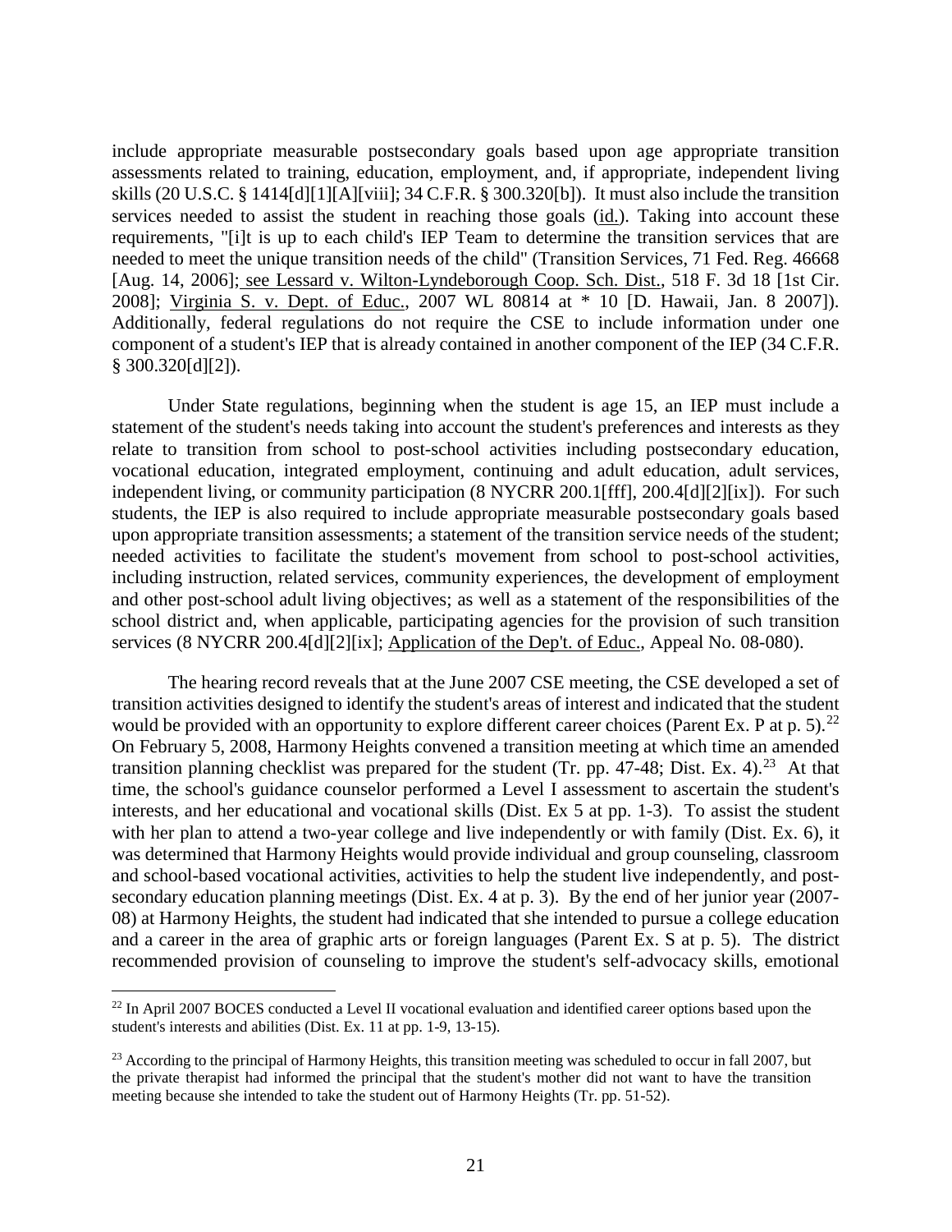include appropriate measurable postsecondary goals based upon age appropriate transition assessments related to training, education, employment, and, if appropriate, independent living skills (20 U.S.C. § 1414[d][1][A][viii]; 34 C.F.R. § 300.320[b]). It must also include the transition services needed to assist the student in reaching those goals (id.). Taking into account these requirements, "[i]t is up to each child's IEP Team to determine the transition services that are needed to meet the unique transition needs of the child" (Transition Services, 71 Fed. Reg. 46668 [Aug. 14, 2006]; see Lessard v. Wilton-Lyndeborough Coop. Sch. Dist., 518 F. 3d 18 [1st Cir. 2008]; Virginia S. v. Dept. of Educ., 2007 WL 80814 at * 10 [D. Hawaii, Jan. 8 2007]). Additionally, federal regulations do not require the CSE to include information under one component of a student's IEP that is already contained in another component of the IEP (34 C.F.R. § 300.320[d][2]).

Under State regulations, beginning when the student is age 15, an IEP must include a statement of the student's needs taking into account the student's preferences and interests as they relate to transition from school to post-school activities including postsecondary education, vocational education, integrated employment, continuing and adult education, adult services, independent living, or community participation (8 NYCRR 200.1[fff], 200.4[d][2][ix]). For such students, the IEP is also required to include appropriate measurable postsecondary goals based upon appropriate transition assessments; a statement of the transition service needs of the student; needed activities to facilitate the student's movement from school to post-school activities, including instruction, related services, community experiences, the development of employment and other post-school adult living objectives; as well as a statement of the responsibilities of the school district and, when applicable, participating agencies for the provision of such transition services (8 NYCRR 200.4[d][2][ix]; Application of the Dep't. of Educ., Appeal No. 08-080).

The hearing record reveals that at the June 2007 CSE meeting, the CSE developed a set of transition activities designed to identify the student's areas of interest and indicated that the student would be provided with an opportunity to explore different career choices (Parent Ex. P at p. 5).[22] On February 5, 2008, Harmony Heights convened a transition meeting at which time an amended transition planning checklist was prepared for the student (Tr. pp. 47-48; Dist. Ex. 4).[23] At that time, the school's guidance counselor performed a Level I assessment to ascertain the student's interests, and her educational and vocational skills (Dist. Ex 5 at pp. 1-3). To assist the student with her plan to attend a two-year college and live independently or with family (Dist. Ex. 6), it was determined that Harmony Heights would provide individual and group counseling, classroom and school-based vocational activities, activities to help the student live independently, and post-secondary education planning meetings (Dist. Ex. 4 at p. 3). By the end of her junior year (2007-08) at Harmony Heights, the student had indicated that she intended to pursue a college education and a career in the area of graphic arts or foreign languages (Parent Ex. S at p. 5). The district recommended provision of counseling to improve the student's self-advocacy skills, emotional

---

[22] In April 2007 BOCES conducted a Level II vocational evaluation and identified career options based upon the student's interests and abilities (Dist. Ex. 11 at pp. 1-9, 13-15).

[23] According to the principal of Harmony Heights, this transition meeting was scheduled to occur in fall 2007, but the private therapist had informed the principal that the student's mother did not want to have the transition meeting because she intended to take the student out of Harmony Heights (Tr. pp. 51-52).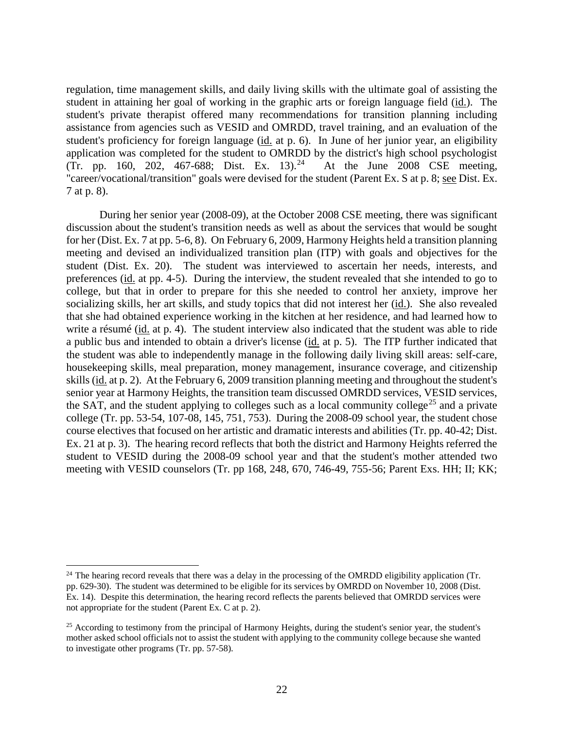regulation, time management skills, and daily living skills with the ultimate goal of assisting the student in attaining her goal of working in the graphic arts or foreign language field (id.). The student's private therapist offered many recommendations for transition planning including assistance from agencies such as VESID and OMRDD, travel training, and an evaluation of the student's proficiency for foreign language (id. at p. 6). In June of her junior year, an eligibility application was completed for the student to OMRDD by the district's high school psychologist (Tr. pp. 160, 202, 467-688; Dist. Ex. 13).[24] At the June 2008 CSE meeting, "career/vocational/transition" goals were devised for the student (Parent Ex. S at p. 8; see Dist. Ex. 7 at p. 8).

During her senior year (2008-09), at the October 2008 CSE meeting, there was significant discussion about the student's transition needs as well as about the services that would be sought for her (Dist. Ex. 7 at pp. 5-6, 8). On February 6, 2009, Harmony Heights held a transition planning meeting and devised an individualized transition plan (ITP) with goals and objectives for the student (Dist. Ex. 20). The student was interviewed to ascertain her needs, interests, and preferences (id. at pp. 4-5). During the interview, the student revealed that she intended to go to college, but that in order to prepare for this she needed to control her anxiety, improve her socializing skills, her art skills, and study topics that did not interest her (id.). She also revealed that she had obtained experience working in the kitchen at her residence, and had learned how to write a résumé (id. at p. 4). The student interview also indicated that the student was able to ride a public bus and intended to obtain a driver's license (id. at p. 5). The ITP further indicated that the student was able to independently manage in the following daily living skill areas: self-care, housekeeping skills, meal preparation, money management, insurance coverage, and citizenship skills (id. at p. 2). At the February 6, 2009 transition planning meeting and throughout the student's senior year at Harmony Heights, the transition team discussed OMRDD services, VESID services, the SAT, and the student applying to colleges such as a local community college[25] and a private college (Tr. pp. 53-54, 107-08, 145, 751, 753). During the 2008-09 school year, the student chose course electives that focused on her artistic and dramatic interests and abilities (Tr. pp. 40-42; Dist. Ex. 21 at p. 3). The hearing record reflects that both the district and Harmony Heights referred the student to VESID during the 2008-09 school year and that the student's mother attended two meeting with VESID counselors (Tr. pp 168, 248, 670, 746-49, 755-56; Parent Exs. HH; II; KK;

---

[24] The hearing record reveals that there was a delay in the processing of the OMRDD eligibility application (Tr. pp. 629-30). The student was determined to be eligible for its services by OMRDD on November 10, 2008 (Dist. Ex. 14). Despite this determination, the hearing record reflects the parents believed that OMRDD services were not appropriate for the student (Parent Ex. C at p. 2).

[25] According to testimony from the principal of Harmony Heights, during the student's senior year, the student's mother asked school officials not to assist the student with applying to the community college because she wanted to investigate other programs (Tr. pp. 57-58).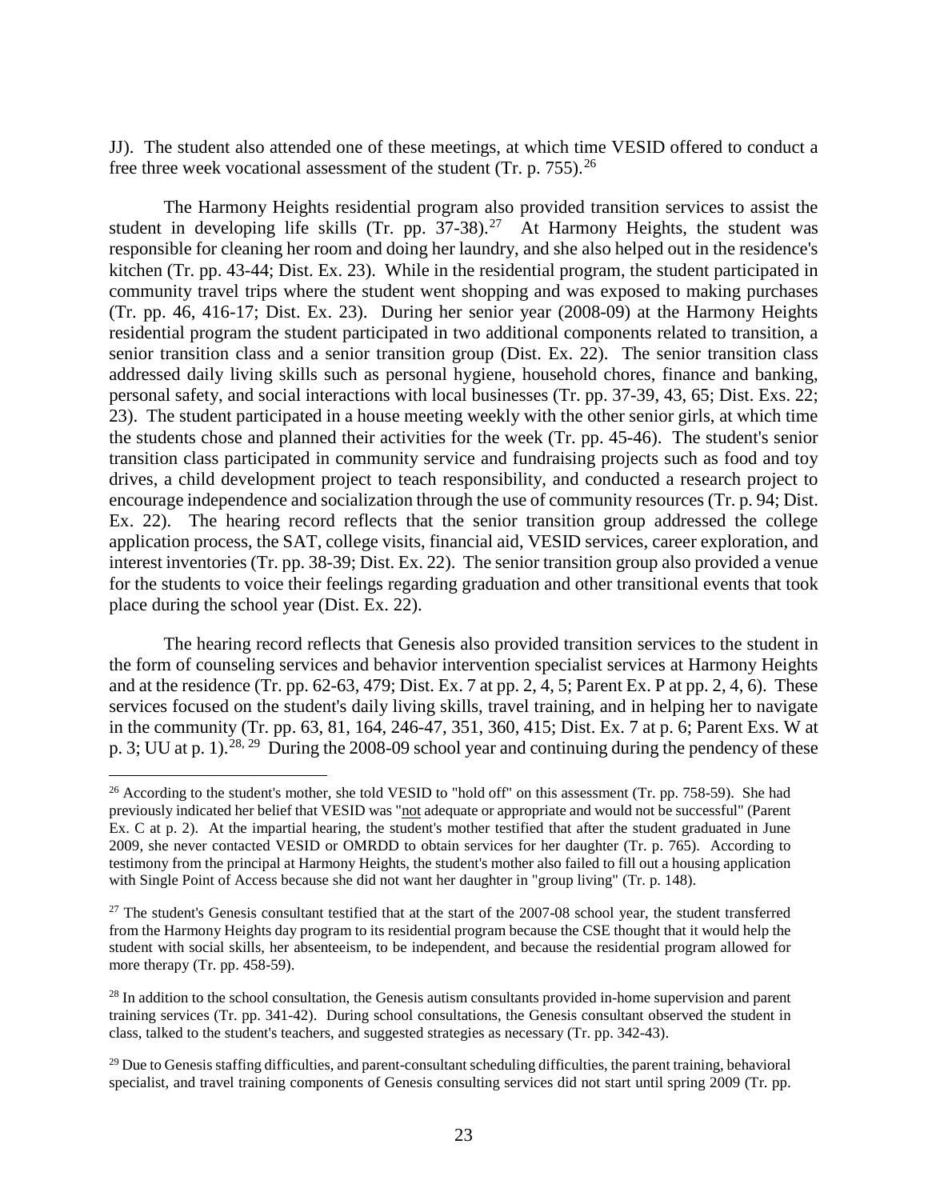JJ). The student also attended one of these meetings, at which time VESID offered to conduct a free three week vocational assessment of the student (Tr. p. 755).[26]

The Harmony Heights residential program also provided transition services to assist the student in developing life skills (Tr. pp. 37-38).[27] At Harmony Heights, the student was responsible for cleaning her room and doing her laundry, and she also helped out in the residence's kitchen (Tr. pp. 43-44; Dist. Ex. 23). While in the residential program, the student participated in community travel trips where the student went shopping and was exposed to making purchases (Tr. pp. 46, 416-17; Dist. Ex. 23). During her senior year (2008-09) at the Harmony Heights residential program the student participated in two additional components related to transition, a senior transition class and a senior transition group (Dist. Ex. 22). The senior transition class addressed daily living skills such as personal hygiene, household chores, finance and banking, personal safety, and social interactions with local businesses (Tr. pp. 37-39, 43, 65; Dist. Exs. 22; 23). The student participated in a house meeting weekly with the other senior girls, at which time the students chose and planned their activities for the week (Tr. pp. 45-46). The student's senior transition class participated in community service and fundraising projects such as food and toy drives, a child development project to teach responsibility, and conducted a research project to encourage independence and socialization through the use of community resources (Tr. p. 94; Dist. Ex. 22). The hearing record reflects that the senior transition group addressed the college application process, the SAT, college visits, financial aid, VESID services, career exploration, and interest inventories (Tr. pp. 38-39; Dist. Ex. 22). The senior transition group also provided a venue for the students to voice their feelings regarding graduation and other transitional events that took place during the school year (Dist. Ex. 22).

The hearing record reflects that Genesis also provided transition services to the student in the form of counseling services and behavior intervention specialist services at Harmony Heights and at the residence (Tr. pp. 62-63, 479; Dist. Ex. 7 at pp. 2, 4, 5; Parent Ex. P at pp. 2, 4, 6). These services focused on the student's daily living skills, travel training, and in helping her to navigate in the community (Tr. pp. 63, 81, 164, 246-47, 351, 360, 415; Dist. Ex. 7 at p. 6; Parent Exs. W at p. 3; UU at p. 1).[28, 29] During the 2008-09 school year and continuing during the pendency of these

---

[26] According to the student's mother, she told VESID to "hold off" on this assessment (Tr. pp. 758-59). She had previously indicated her belief that VESID was "<u>not</u> adequate or appropriate and would not be successful" (Parent Ex. C at p. 2). At the impartial hearing, the student's mother testified that after the student graduated in June 2009, she never contacted VESID or OMRDD to obtain services for her daughter (Tr. p. 765). According to testimony from the principal at Harmony Heights, the student's mother also failed to fill out a housing application with Single Point of Access because she did not want her daughter in "group living" (Tr. p. 148).

[27] The student's Genesis consultant testified that at the start of the 2007-08 school year, the student transferred from the Harmony Heights day program to its residential program because the CSE thought that it would help the student with social skills, her absenteeism, to be independent, and because the residential program allowed for more therapy (Tr. pp. 458-59).

[28] In addition to the school consultation, the Genesis autism consultants provided in-home supervision and parent training services (Tr. pp. 341-42). During school consultations, the Genesis consultant observed the student in class, talked to the student's teachers, and suggested strategies as necessary (Tr. pp. 342-43).

[29] Due to Genesis staffing difficulties, and parent-consultant scheduling difficulties, the parent training, behavioral specialist, and travel training components of Genesis consulting services did not start until spring 2009 (Tr. pp.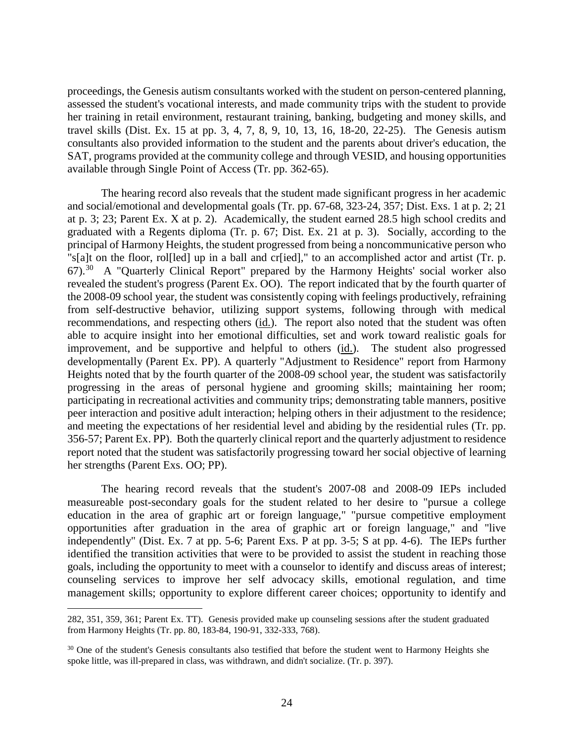proceedings, the Genesis autism consultants worked with the student on person-centered planning, assessed the student's vocational interests, and made community trips with the student to provide her training in retail environment, restaurant training, banking, budgeting and money skills, and travel skills (Dist. Ex. 15 at pp. 3, 4, 7, 8, 9, 10, 13, 16, 18-20, 22-25). The Genesis autism consultants also provided information to the student and the parents about driver's education, the SAT, programs provided at the community college and through VESID, and housing opportunities available through Single Point of Access (Tr. pp. 362-65).

The hearing record also reveals that the student made significant progress in her academic and social/emotional and developmental goals (Tr. pp. 67-68, 323-24, 357; Dist. Exs. 1 at p. 2; 21 at p. 3; 23; Parent Ex. X at p. 2). Academically, the student earned 28.5 high school credits and graduated with a Regents diploma (Tr. p. 67; Dist. Ex. 21 at p. 3). Socially, according to the principal of Harmony Heights, the student progressed from being a noncommunicative person who "s[a]t on the floor, rol[led] up in a ball and cr[ied]," to an accomplished actor and artist (Tr. p. 67).[30] A "Quarterly Clinical Report" prepared by the Harmony Heights' social worker also revealed the student's progress (Parent Ex. OO). The report indicated that by the fourth quarter of the 2008-09 school year, the student was consistently coping with feelings productively, refraining from self-destructive behavior, utilizing support systems, following through with medical recommendations, and respecting others (<u>id.</u>). The report also noted that the student was often able to acquire insight into her emotional difficulties, set and work toward realistic goals for improvement, and be supportive and helpful to others (<u>id.</u>). The student also progressed developmentally (Parent Ex. PP). A quarterly "Adjustment to Residence" report from Harmony Heights noted that by the fourth quarter of the 2008-09 school year, the student was satisfactorily progressing in the areas of personal hygiene and grooming skills; maintaining her room; participating in recreational activities and community trips; demonstrating table manners, positive peer interaction and positive adult interaction; helping others in their adjustment to the residence; and meeting the expectations of her residential level and abiding by the residential rules (Tr. pp. 356-57; Parent Ex. PP). Both the quarterly clinical report and the quarterly adjustment to residence report noted that the student was satisfactorily progressing toward her social objective of learning her strengths (Parent Exs. OO; PP).

The hearing record reveals that the student's 2007-08 and 2008-09 IEPs included measureable post-secondary goals for the student related to her desire to "pursue a college education in the area of graphic art or foreign language," "pursue competitive employment opportunities after graduation in the area of graphic art or foreign language," and "live independently" (Dist. Ex. 7 at pp. 5-6; Parent Exs. P at pp. 3-5; S at pp. 4-6). The IEPs further identified the transition activities that were to be provided to assist the student in reaching those goals, including the opportunity to meet with a counselor to identify and discuss areas of interest; counseling services to improve her self advocacy skills, emotional regulation, and time management skills; opportunity to explore different career choices; opportunity to identify and

---

282, 351, 359, 361; Parent Ex. TT). Genesis provided make up counseling sessions after the student graduated from Harmony Heights (Tr. pp. 80, 183-84, 190-91, 332-333, 768).

[30] One of the student's Genesis consultants also testified that before the student went to Harmony Heights she spoke little, was ill-prepared in class, was withdrawn, and didn't socialize. (Tr. p. 397).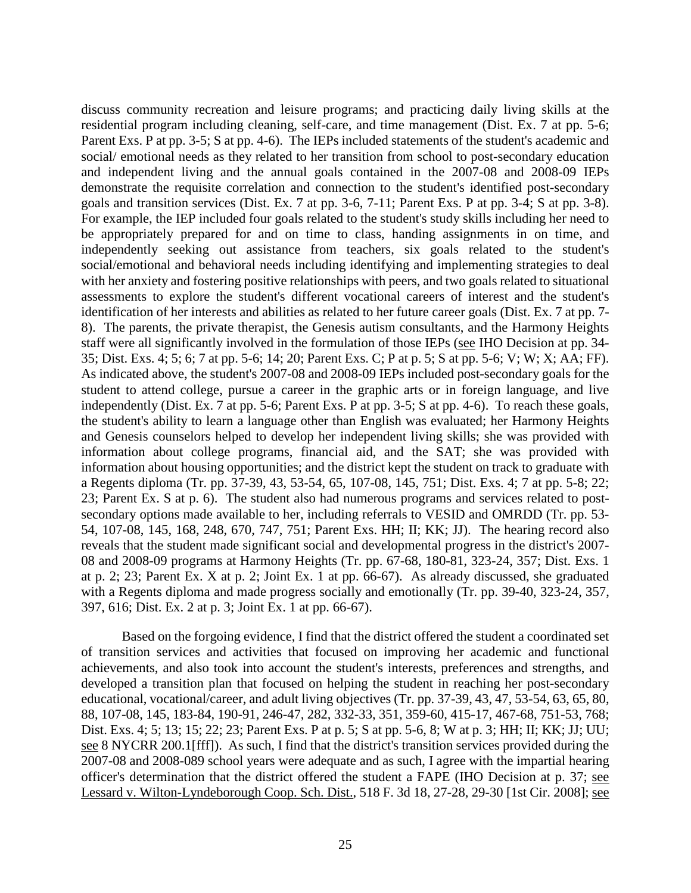discuss community recreation and leisure programs; and practicing daily living skills at the residential program including cleaning, self-care, and time management (Dist. Ex. 7 at pp. 5-6; Parent Exs. P at pp. 3-5; S at pp. 4-6). The IEPs included statements of the student's academic and social/ emotional needs as they related to her transition from school to post-secondary education and independent living and the annual goals contained in the 2007-08 and 2008-09 IEPs demonstrate the requisite correlation and connection to the student's identified post-secondary goals and transition services (Dist. Ex. 7 at pp. 3-6, 7-11; Parent Exs. P at pp. 3-4; S at pp. 3-8). For example, the IEP included four goals related to the student's study skills including her need to be appropriately prepared for and on time to class, handing assignments in on time, and independently seeking out assistance from teachers, six goals related to the student's social/emotional and behavioral needs including identifying and implementing strategies to deal with her anxiety and fostering positive relationships with peers, and two goals related to situational assessments to explore the student's different vocational careers of interest and the student's identification of her interests and abilities as related to her future career goals (Dist. Ex. 7 at pp. 7-8). The parents, the private therapist, the Genesis autism consultants, and the Harmony Heights staff were all significantly involved in the formulation of those IEPs (see IHO Decision at pp. 34-35; Dist. Exs. 4; 5; 6; 7 at pp. 5-6; 14; 20; Parent Exs. C; P at p. 5; S at pp. 5-6; V; W; X; AA; FF). As indicated above, the student's 2007-08 and 2008-09 IEPs included post-secondary goals for the student to attend college, pursue a career in the graphic arts or in foreign language, and live independently (Dist. Ex. 7 at pp. 5-6; Parent Exs. P at pp. 3-5; S at pp. 4-6). To reach these goals, the student's ability to learn a language other than English was evaluated; her Harmony Heights and Genesis counselors helped to develop her independent living skills; she was provided with information about college programs, financial aid, and the SAT; she was provided with information about housing opportunities; and the district kept the student on track to graduate with a Regents diploma (Tr. pp. 37-39, 43, 53-54, 65, 107-08, 145, 751; Dist. Exs. 4; 7 at pp. 5-8; 22; 23; Parent Ex. S at p. 6). The student also had numerous programs and services related to post-secondary options made available to her, including referrals to VESID and OMRDD (Tr. pp. 53-54, 107-08, 145, 168, 248, 670, 747, 751; Parent Exs. HH; II; KK; JJ). The hearing record also reveals that the student made significant social and developmental progress in the district's 2007-08 and 2008-09 programs at Harmony Heights (Tr. pp. 67-68, 180-81, 323-24, 357; Dist. Exs. 1 at p. 2; 23; Parent Ex. X at p. 2; Joint Ex. 1 at pp. 66-67). As already discussed, she graduated with a Regents diploma and made progress socially and emotionally (Tr. pp. 39-40, 323-24, 357, 397, 616; Dist. Ex. 2 at p. 3; Joint Ex. 1 at pp. 66-67).

Based on the forgoing evidence, I find that the district offered the student a coordinated set of transition services and activities that focused on improving her academic and functional achievements, and also took into account the student's interests, preferences and strengths, and developed a transition plan that focused on helping the student in reaching her post-secondary educational, vocational/career, and adult living objectives (Tr. pp. 37-39, 43, 47, 53-54, 63, 65, 80, 88, 107-08, 145, 183-84, 190-91, 246-47, 282, 332-33, 351, 359-60, 415-17, 467-68, 751-53, 768; Dist. Exs. 4; 5; 13; 15; 22; 23; Parent Exs. P at p. 5; S at pp. 5-6, 8; W at p. 3; HH; II; KK; JJ; UU; see 8 NYCRR 200.1[fff]). As such, I find that the district's transition services provided during the 2007-08 and 2008-089 school years were adequate and as such, I agree with the impartial hearing officer's determination that the district offered the student a FAPE (IHO Decision at p. 37; see Lessard v. Wilton-Lyndeborough Coop. Sch. Dist., 518 F. 3d 18, 27-28, 29-30 [1st Cir. 2008]; see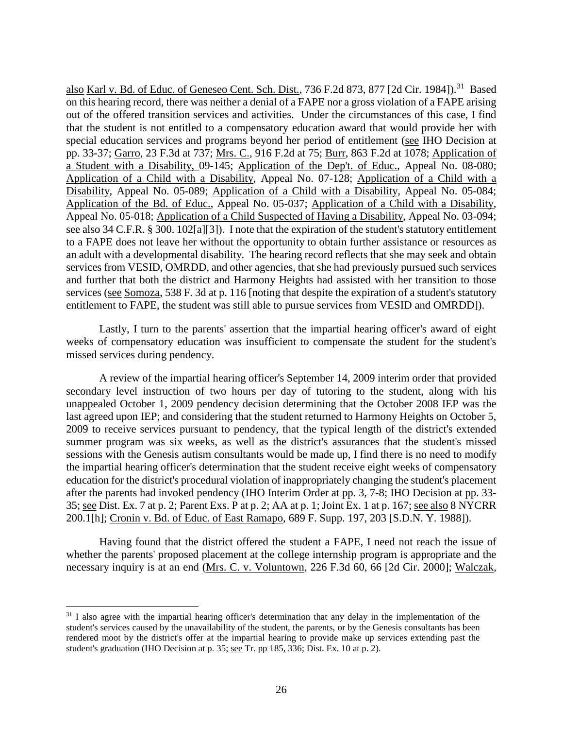also Karl v. Bd. of Educ. of Geneseo Cent. Sch. Dist., 736 F.2d 873, 877 [2d Cir. 1984]).[31] Based on this hearing record, there was neither a denial of a FAPE nor a gross violation of a FAPE arising out of the offered transition services and activities. Under the circumstances of this case, I find that the student is not entitled to a compensatory education award that would provide her with special education services and programs beyond her period of entitlement (see IHO Decision at pp. 33-37; Garro, 23 F.3d at 737; Mrs. C., 916 F.2d at 75; Burr, 863 F.2d at 1078; Application of a Student with a Disability, 09-145; Application of the Dep't. of Educ., Appeal No. 08-080; Application of a Child with a Disability, Appeal No. 07-128; Application of a Child with a Disability, Appeal No. 05-089; Application of a Child with a Disability, Appeal No. 05-084; Application of the Bd. of Educ., Appeal No. 05-037; Application of a Child with a Disability, Appeal No. 05-018; Application of a Child Suspected of Having a Disability, Appeal No. 03-094; see also 34 C.F.R. § 300. 102[a][3]). I note that the expiration of the student's statutory entitlement to a FAPE does not leave her without the opportunity to obtain further assistance or resources as an adult with a developmental disability. The hearing record reflects that she may seek and obtain services from VESID, OMRDD, and other agencies, that she had previously pursued such services and further that both the district and Harmony Heights had assisted with her transition to those services (see Somoza, 538 F. 3d at p. 116 [noting that despite the expiration of a student's statutory entitlement to FAPE, the student was still able to pursue services from VESID and OMRDD]).

Lastly, I turn to the parents' assertion that the impartial hearing officer's award of eight weeks of compensatory education was insufficient to compensate the student for the student's missed services during pendency.

A review of the impartial hearing officer's September 14, 2009 interim order that provided secondary level instruction of two hours per day of tutoring to the student, along with his unappealed October 1, 2009 pendency decision determining that the October 2008 IEP was the last agreed upon IEP; and considering that the student returned to Harmony Heights on October 5, 2009 to receive services pursuant to pendency, that the typical length of the district's extended summer program was six weeks, as well as the district's assurances that the student's missed sessions with the Genesis autism consultants would be made up, I find there is no need to modify the impartial hearing officer's determination that the student receive eight weeks of compensatory education for the district's procedural violation of inappropriately changing the student's placement after the parents had invoked pendency (IHO Interim Order at pp. 3, 7-8; IHO Decision at pp. 33-35; see Dist. Ex. 7 at p. 2; Parent Exs. P at p. 2; AA at p. 1; Joint Ex. 1 at p. 167; see also 8 NYCRR 200.1[h]; Cronin v. Bd. of Educ. of East Ramapo, 689 F. Supp. 197, 203 [S.D.N. Y. 1988]).

Having found that the district offered the student a FAPE, I need not reach the issue of whether the parents' proposed placement at the college internship program is appropriate and the necessary inquiry is at an end (Mrs. C. v. Voluntown, 226 F.3d 60, 66 [2d Cir. 2000]; Walczak,

[31] I also agree with the impartial hearing officer's determination that any delay in the implementation of the student's services caused by the unavailability of the student, the parents, or by the Genesis consultants has been rendered moot by the district's offer at the impartial hearing to provide make up services extending past the student's graduation (IHO Decision at p. 35; see Tr. pp 185, 336; Dist. Ex. 10 at p. 2).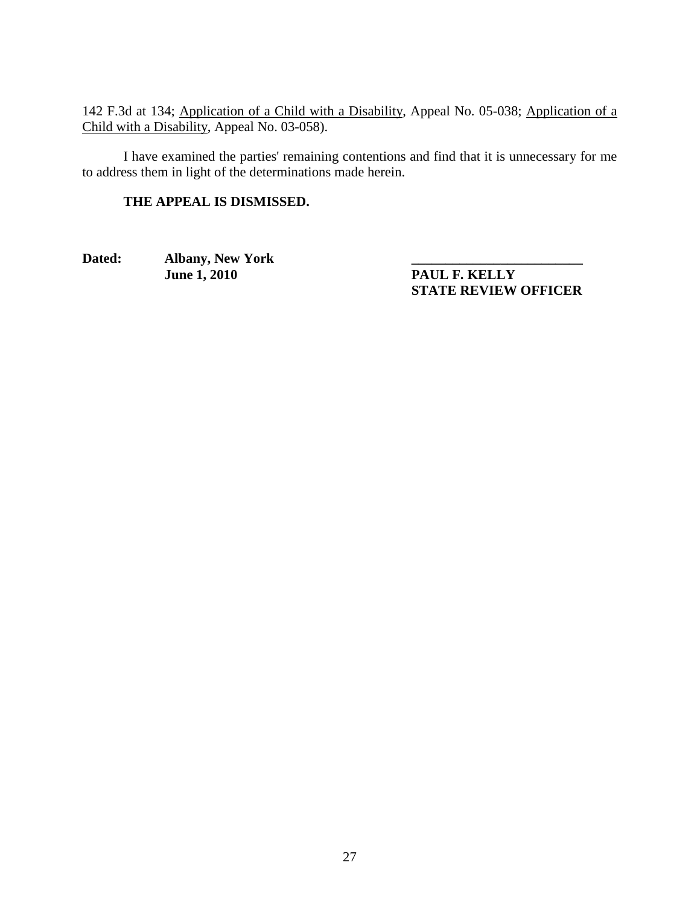142 F.3d at 134; Application of a Child with a Disability, Appeal No. 05-038; Application of a Child with a Disability, Appeal No. 03-058).

I have examined the parties' remaining contentions and find that it is unnecessary for me to address them in light of the determinations made herein.

**THE APPEAL IS DISMISSED.**

**Dated: Albany, New York**
**June 1, 2010**

**_________________________**
**PAUL F. KELLY**
**STATE REVIEW OFFICER**